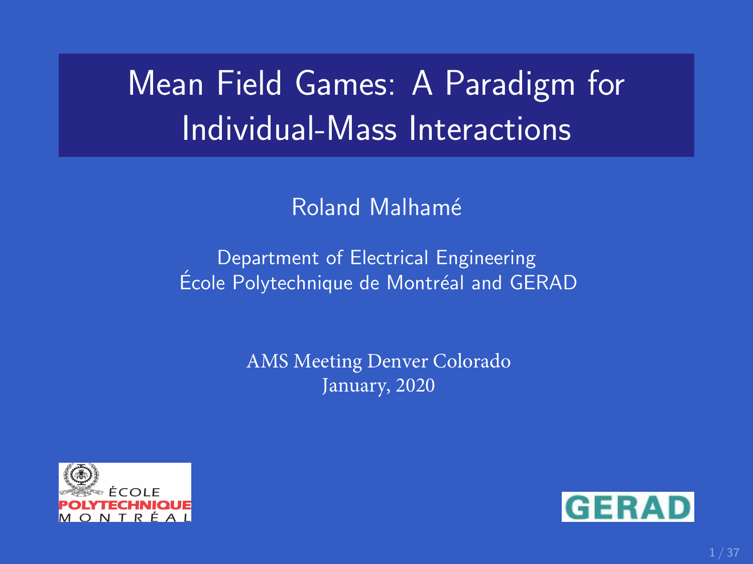# Mean Field Games: A Paradigm for Individual-Mass Interactions

Roland Malhamé

Department of Electrical Engineering
École Polytechnique de Montréal and GERAD

AMS Meeting Denver Colorado
January, 2020

ÉCOLE POLYTECHNIQUE MONTRÉAL

GERAD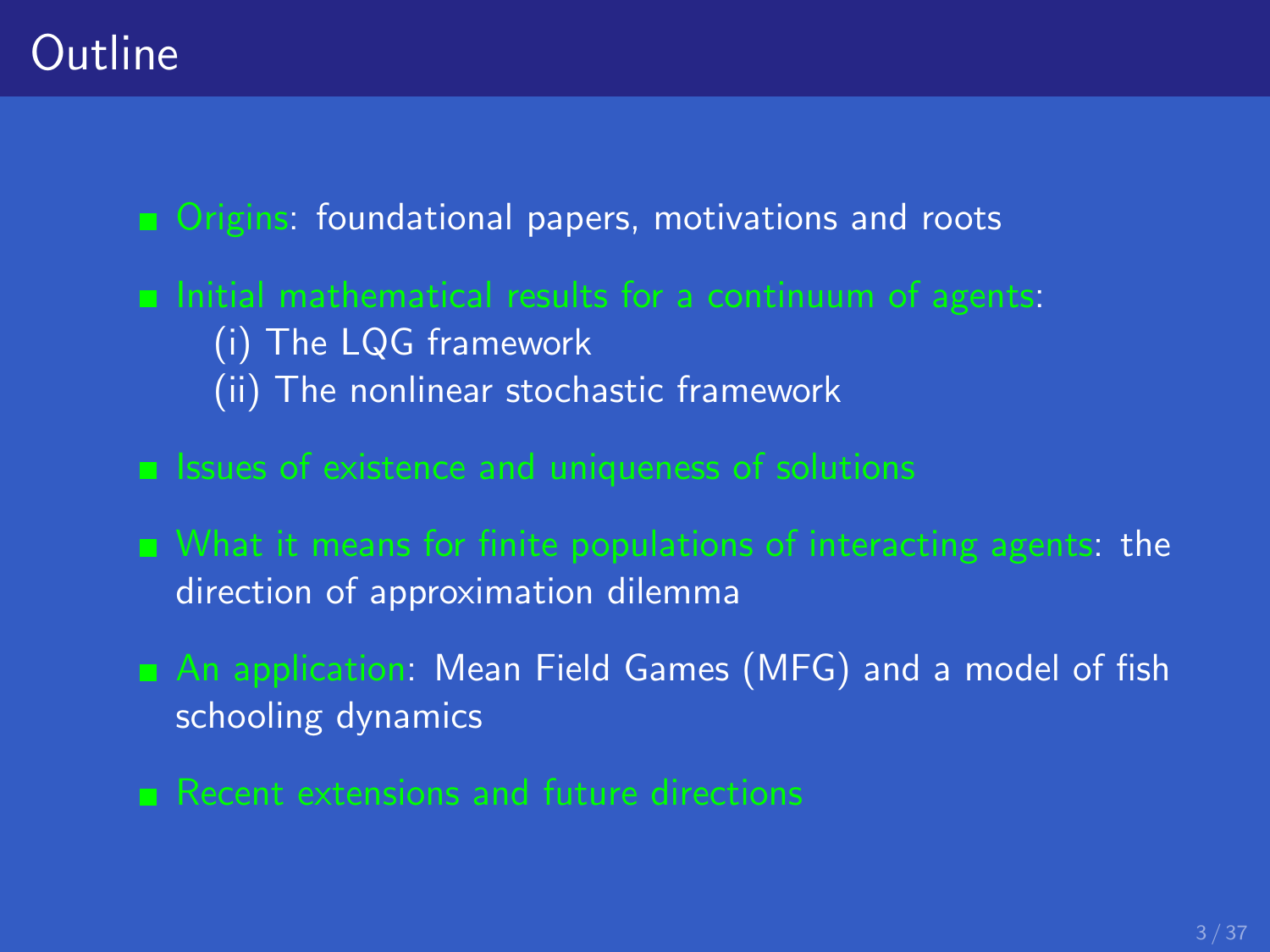# Outline

- Origins: foundational papers, motivations and roots
- Initial mathematical results for a continuum of agents:
  (i) The LQG framework
  (ii) The nonlinear stochastic framework
- Issues of existence and uniqueness of solutions
- What it means for finite populations of interacting agents: the direction of approximation dilemma
- An application: Mean Field Games (MFG) and a model of fish schooling dynamics
- Recent extensions and future directions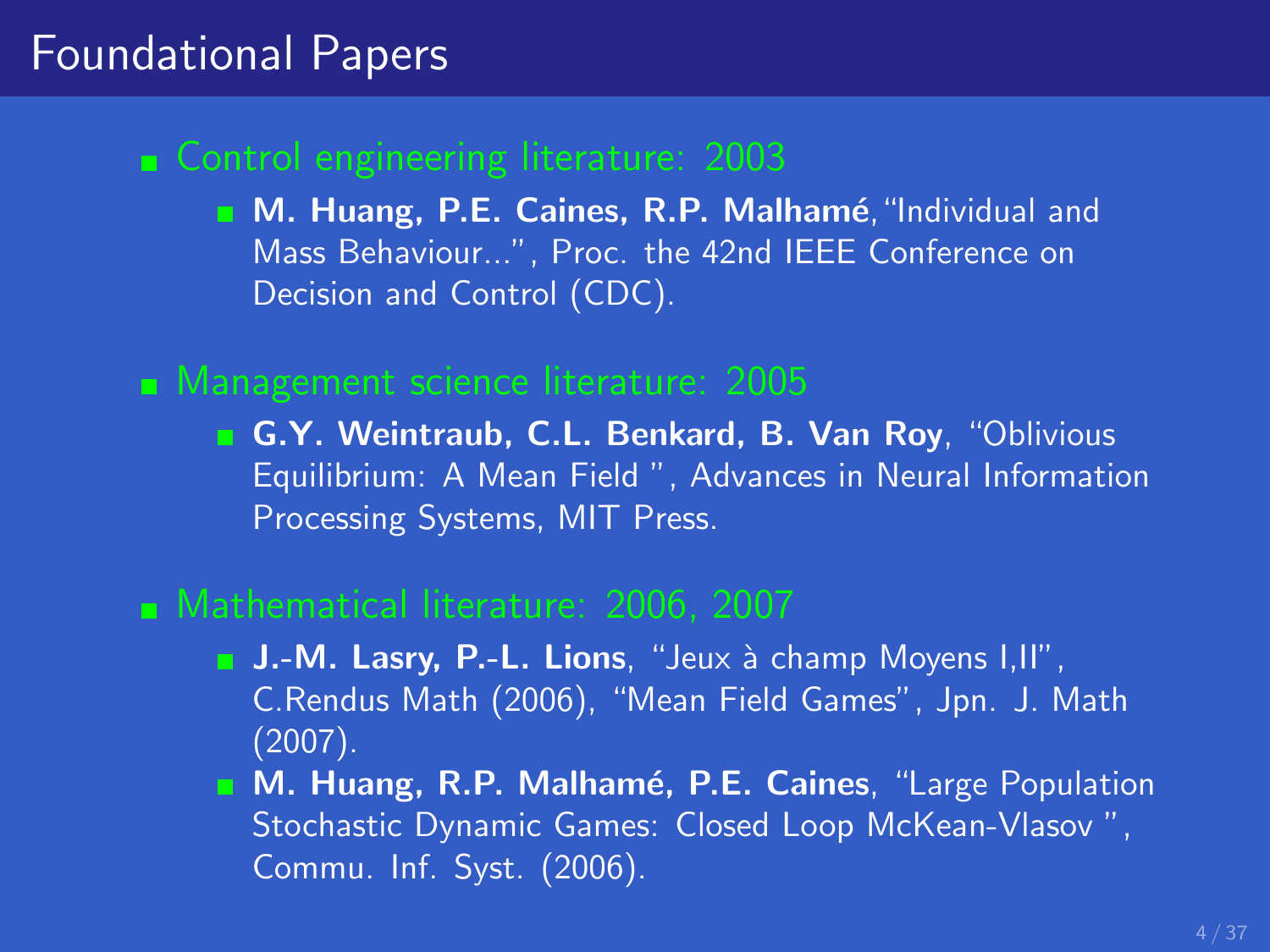# Foundational Papers

- Control engineering literature: 2003
  - **M. Huang, P.E. Caines, R.P. Malhamé**, "Individual and Mass Behaviour...", Proc. the 42nd IEEE Conference on Decision and Control (CDC).
- Management science literature: 2005
  - **G.Y. Weintraub, C.L. Benkard, B. Van Roy**, "Oblivious Equilibrium: A Mean Field ", Advances in Neural Information Processing Systems, MIT Press.
- Mathematical literature: 2006, 2007
  - **J.-M. Lasry, P.-L. Lions**, "Jeux à champ Moyens I,II", C.Rendus Math (2006), "Mean Field Games", Jpn. J. Math (2007).
  - **M. Huang, R.P. Malhamé, P.E. Caines**, "Large Population Stochastic Dynamic Games: Closed Loop McKean-Vlasov ", Commu. Inf. Syst. (2006).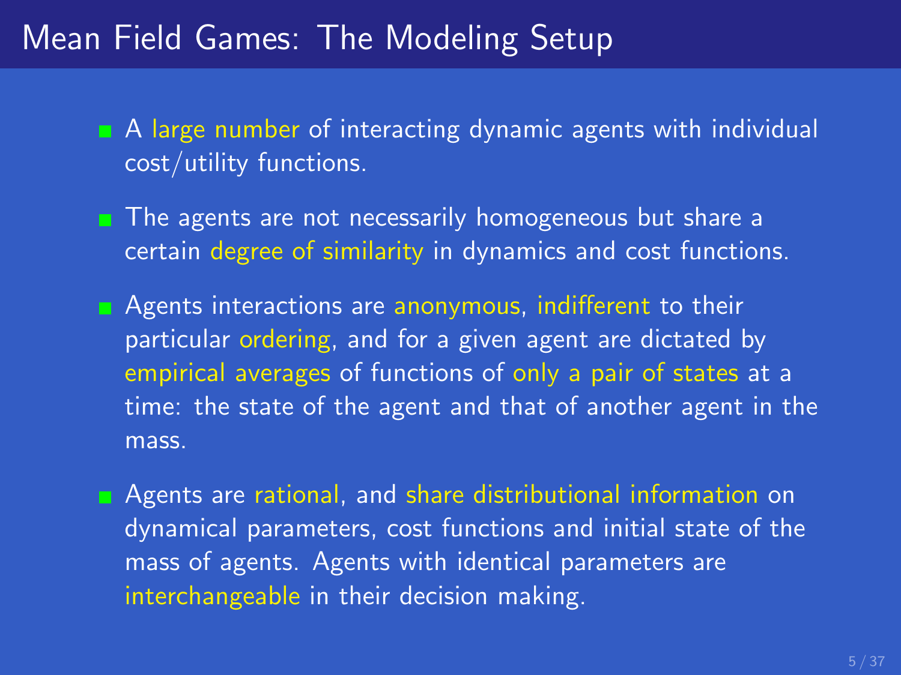# Mean Field Games: The Modeling Setup

- A large number of interacting dynamic agents with individual cost/utility functions.
- The agents are not necessarily homogeneous but share a certain degree of similarity in dynamics and cost functions.
- Agents interactions are anonymous, indifferent to their particular ordering, and for a given agent are dictated by empirical averages of functions of only a pair of states at a time: the state of the agent and that of another agent in the mass.
- Agents are rational, and share distributional information on dynamical parameters, cost functions and initial state of the mass of agents. Agents with identical parameters are interchangeable in their decision making.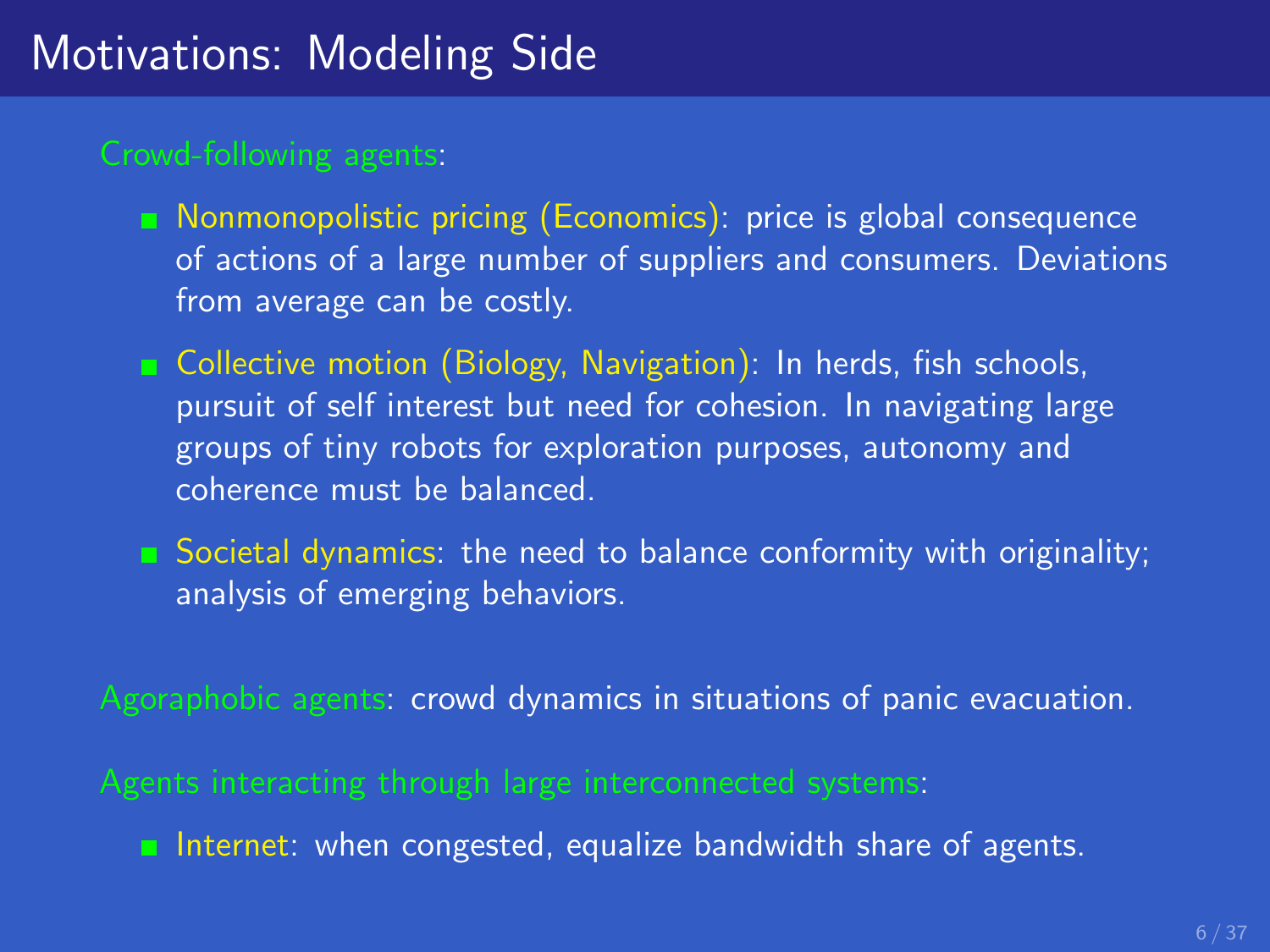# Motivations: Modeling Side

Crowd-following agents:

- Nonmonopolistic pricing (Economics): price is global consequence of actions of a large number of suppliers and consumers. Deviations from average can be costly.
- Collective motion (Biology, Navigation): In herds, fish schools, pursuit of self interest but need for cohesion. In navigating large groups of tiny robots for exploration purposes, autonomy and coherence must be balanced.
- Societal dynamics: the need to balance conformity with originality; analysis of emerging behaviors.

Agoraphobic agents: crowd dynamics in situations of panic evacuation.

Agents interacting through large interconnected systems:

- Internet: when congested, equalize bandwidth share of agents.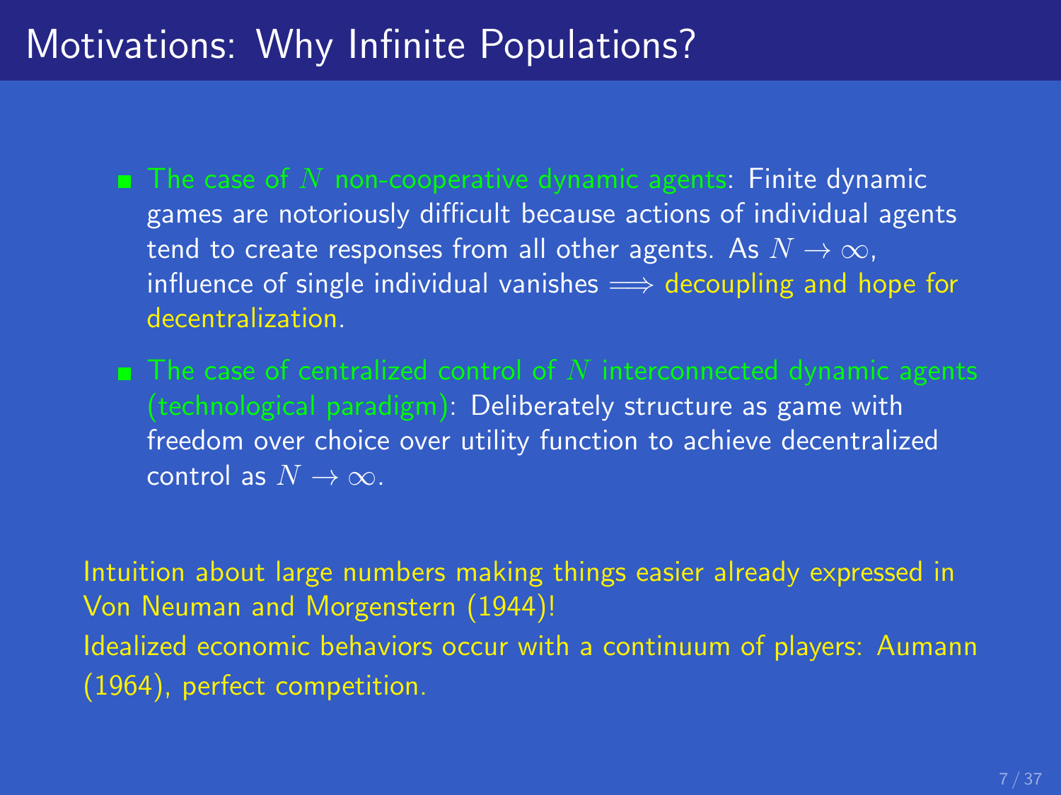# Motivations: Why Infinite Populations?

- The case of $N$ non-cooperative dynamic agents: Finite dynamic games are notoriously difficult because actions of individual agents tend to create responses from all other agents. As $N \to \infty$, influence of single individual vanishes $\Longrightarrow$ decoupling and hope for decentralization.
- The case of centralized control of $N$ interconnected dynamic agents (technological paradigm): Deliberately structure as game with freedom over choice over utility function to achieve decentralized control as $N \to \infty$.

Intuition about large numbers making things easier already expressed in Von Neuman and Morgenstern (1944)!

Idealized economic behaviors occur with a continuum of players: Aumann (1964), perfect competition.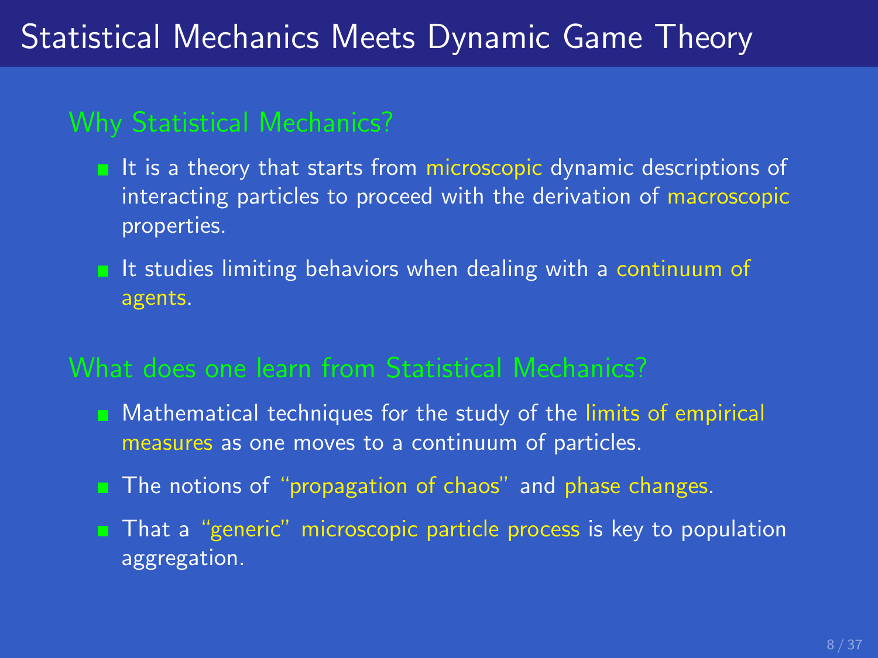# Statistical Mechanics Meets Dynamic Game Theory

## Why Statistical Mechanics?

- It is a theory that starts from microscopic dynamic descriptions of interacting particles to proceed with the derivation of macroscopic properties.
- It studies limiting behaviors when dealing with a continuum of agents.

## What does one learn from Statistical Mechanics?

- Mathematical techniques for the study of the limits of empirical measures as one moves to a continuum of particles.
- The notions of "propagation of chaos" and phase changes.
- That a "generic" microscopic particle process is key to population aggregation.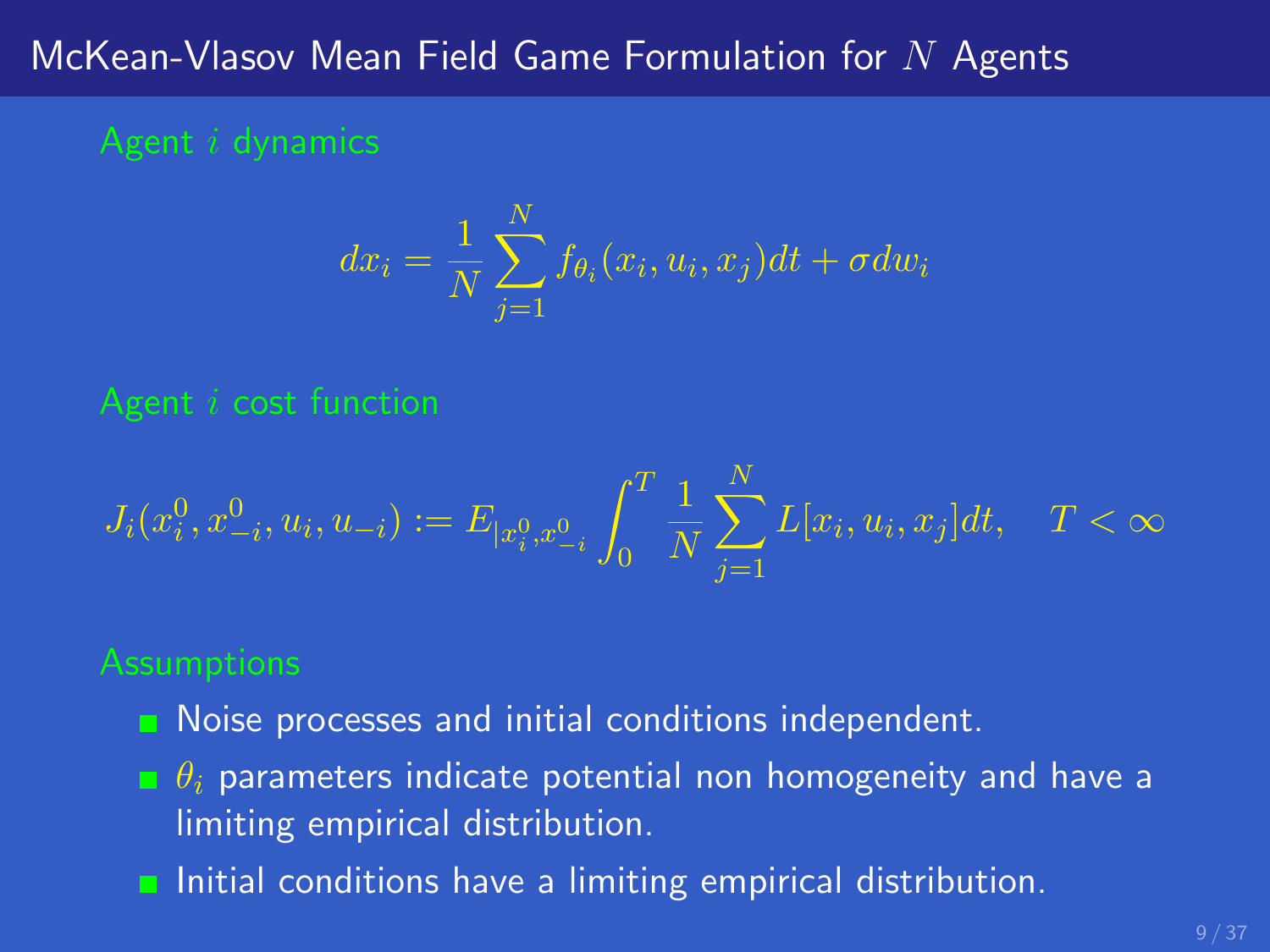# McKean-Vlasov Mean Field Game Formulation for $N$ Agents

### Agent $i$ dynamics

$$dx_i = \frac{1}{N}\sum_{j=1}^{N} f_{\theta_i}(x_i, u_i, x_j)dt + \sigma dw_i$$

### Agent $i$ cost function

$$J_i(x_i^0, x_{-i}^0, u_i, u_{-i}) := E_{|x_i^0, x_{-i}^0} \int_0^T \frac{1}{N}\sum_{j=1}^{N} L[x_i, u_i, x_j]dt, \quad T < \infty$$

### Assumptions

- Noise processes and initial conditions independent.
- $\theta_i$ parameters indicate potential non homogeneity and have a limiting empirical distribution.
- Initial conditions have a limiting empirical distribution.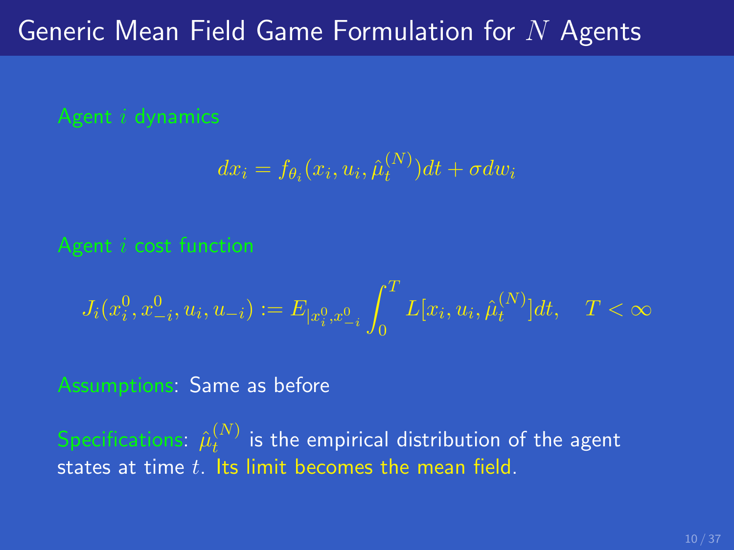# Generic Mean Field Game Formulation for $N$ Agents

Agent $i$ dynamics

$$dx_i = f_{\theta_i}(x_i, u_i, \hat{\mu}_t^{(N)})dt + \sigma dw_i$$

Agent $i$ cost function

$$J_i(x_i^0, x_{-i}^0, u_i, u_{-i}) := E_{|x_i^0, x_{-i}^0} \int_0^T L[x_i, u_i, \hat{\mu}_t^{(N)}]dt, \quad T < \infty$$

Assumptions: Same as before

Specifications: $\hat{\mu}_t^{(N)}$ is the empirical distribution of the agent states at time $t$. Its limit becomes the mean field.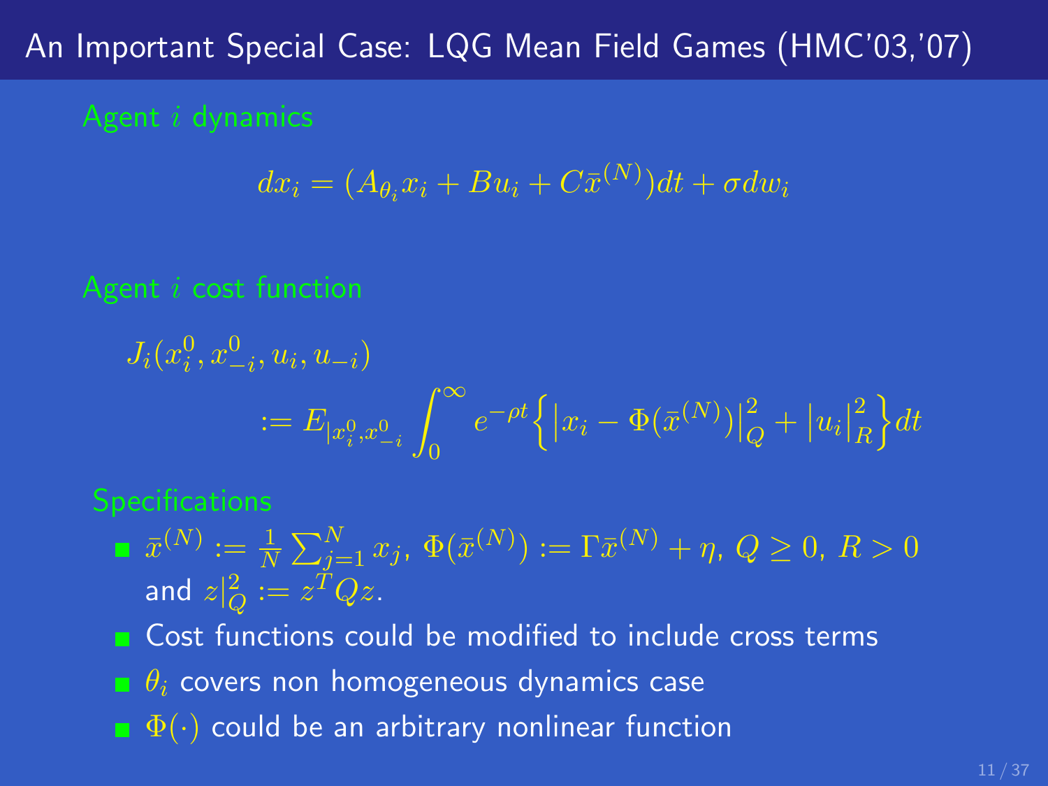# An Important Special Case: LQG Mean Field Games (HMC'03,'07)

**Agent $i$ dynamics**

$$dx_i = (A_{\theta_i} x_i + Bu_i + C\bar{x}^{(N)})dt + \sigma dw_i$$

**Agent $i$ cost function**

$$J_i(x_i^0, x_{-i}^0, u_i, u_{-i})$$

$$:= E_{|x_i^0, x_{-i}^0} \int_0^\infty e^{-\rho t} \Big\{ \big| x_i - \Phi(\bar{x}^{(N)}) \big|_Q^2 + \big| u_i \big|_R^2 \Big\} dt$$

**Specifications**

- $\bar{x}^{(N)} := \frac{1}{N} \sum_{j=1}^N x_j$, $\Phi(\bar{x}^{(N)}) := \Gamma \bar{x}^{(N)} + \eta$, $Q \geq 0$, $R > 0$ and $z|_Q^2 := z^T Q z$.
- Cost functions could be modified to include cross terms
- $\theta_i$ covers non homogeneous dynamics case
- $\Phi(\cdot)$ could be an arbitrary nonlinear function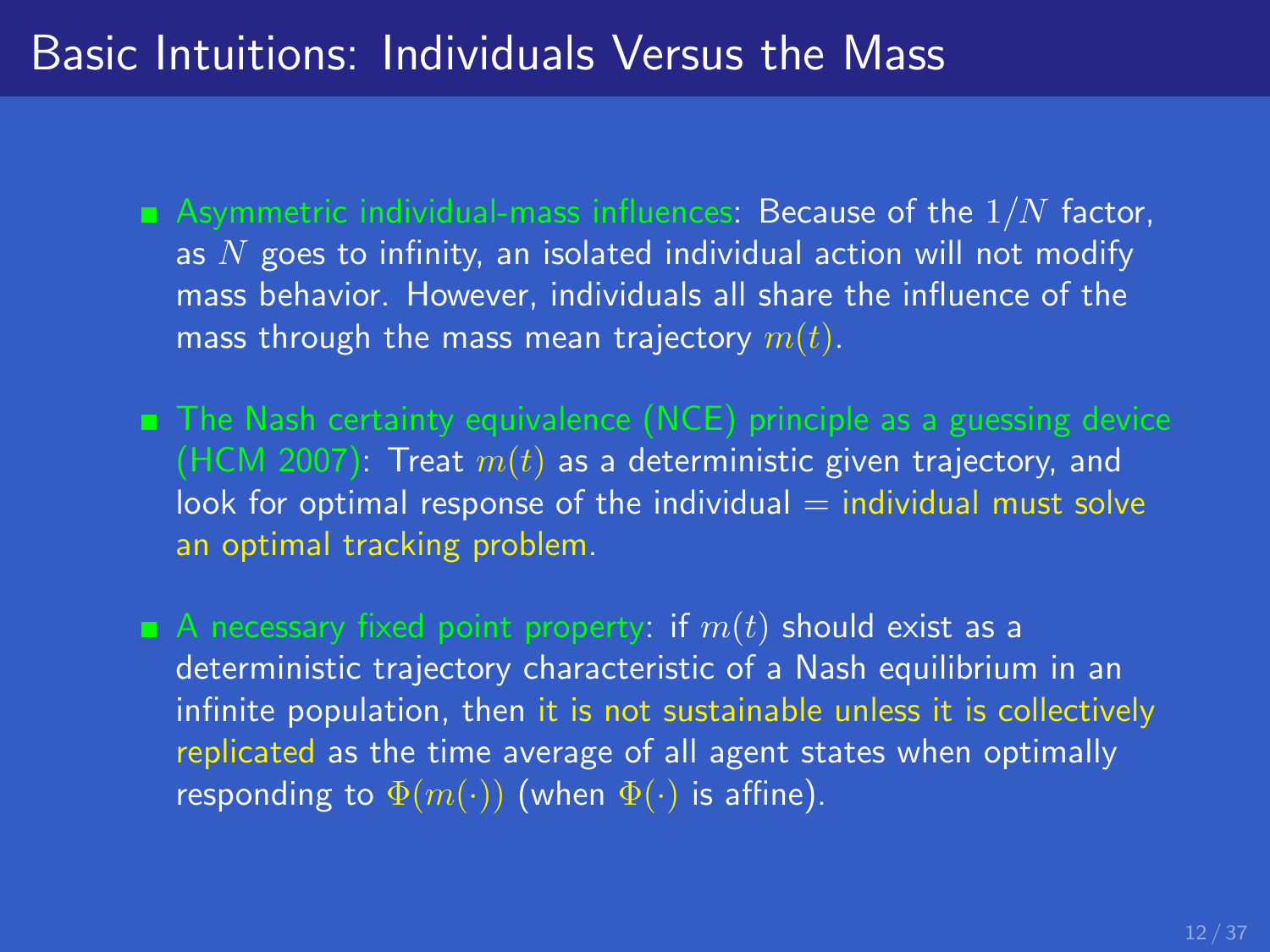# Basic Intuitions: Individuals Versus the Mass

- Asymmetric individual-mass influences: Because of the $1/N$ factor, as $N$ goes to infinity, an isolated individual action will not modify mass behavior. However, individuals all share the influence of the mass through the mass mean trajectory $m(t)$.

- The Nash certainty equivalence (NCE) principle as a guessing device (HCM 2007): Treat $m(t)$ as a deterministic given trajectory, and look for optimal response of the individual = individual must solve an optimal tracking problem.

- A necessary fixed point property: if $m(t)$ should exist as a deterministic trajectory characteristic of a Nash equilibrium in an infinite population, then it is not sustainable unless it is collectively replicated as the time average of all agent states when optimally responding to $\Phi(m(\cdot))$ (when $\Phi(\cdot)$ is affine).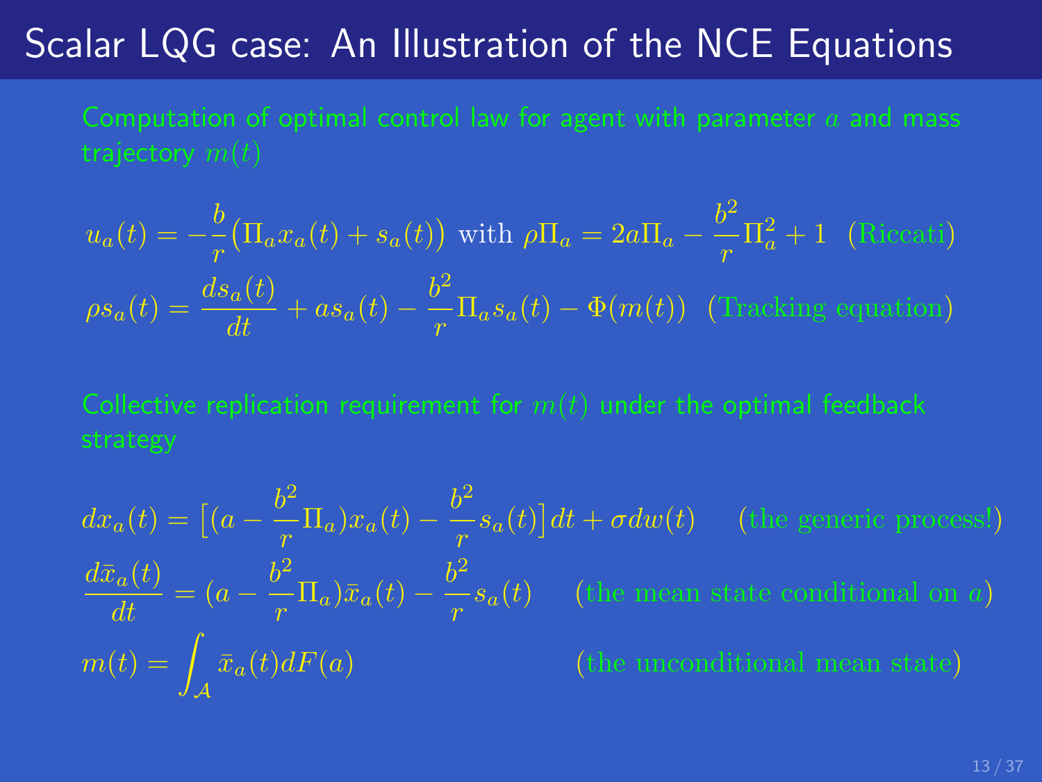# Scalar LQG case: An Illustration of the NCE Equations

Computation of optimal control law for agent with parameter $a$ and mass trajectory $m(t)$

$$u_a(t) = -\frac{b}{r}\big(\Pi_a x_a(t) + s_a(t)\big) \text{ with } \rho\Pi_a = 2a\Pi_a - \frac{b^2}{r}\Pi_a^2 + 1 \quad \text{(Riccati)}$$

$$\rho s_a(t) = \frac{ds_a(t)}{dt} + a s_a(t) - \frac{b^2}{r}\Pi_a s_a(t) - \Phi(m(t)) \quad \text{(Tracking equation)}$$

Collective replication requirement for $m(t)$ under the optimal feedback strategy

$$dx_a(t) = \Big[(a - \frac{b^2}{r}\Pi_a)x_a(t) - \frac{b^2}{r}s_a(t)\Big]dt + \sigma dw(t) \qquad \text{(the generic process!)}$$

$$\frac{d\bar{x}_a(t)}{dt} = (a - \frac{b^2}{r}\Pi_a)\bar{x}_a(t) - \frac{b^2}{r}s_a(t) \qquad \text{(the mean state conditional on } a\text{)}$$

$$m(t) = \int_{\mathcal{A}} \bar{x}_a(t)dF(a) \qquad \text{(the unconditional mean state)}$$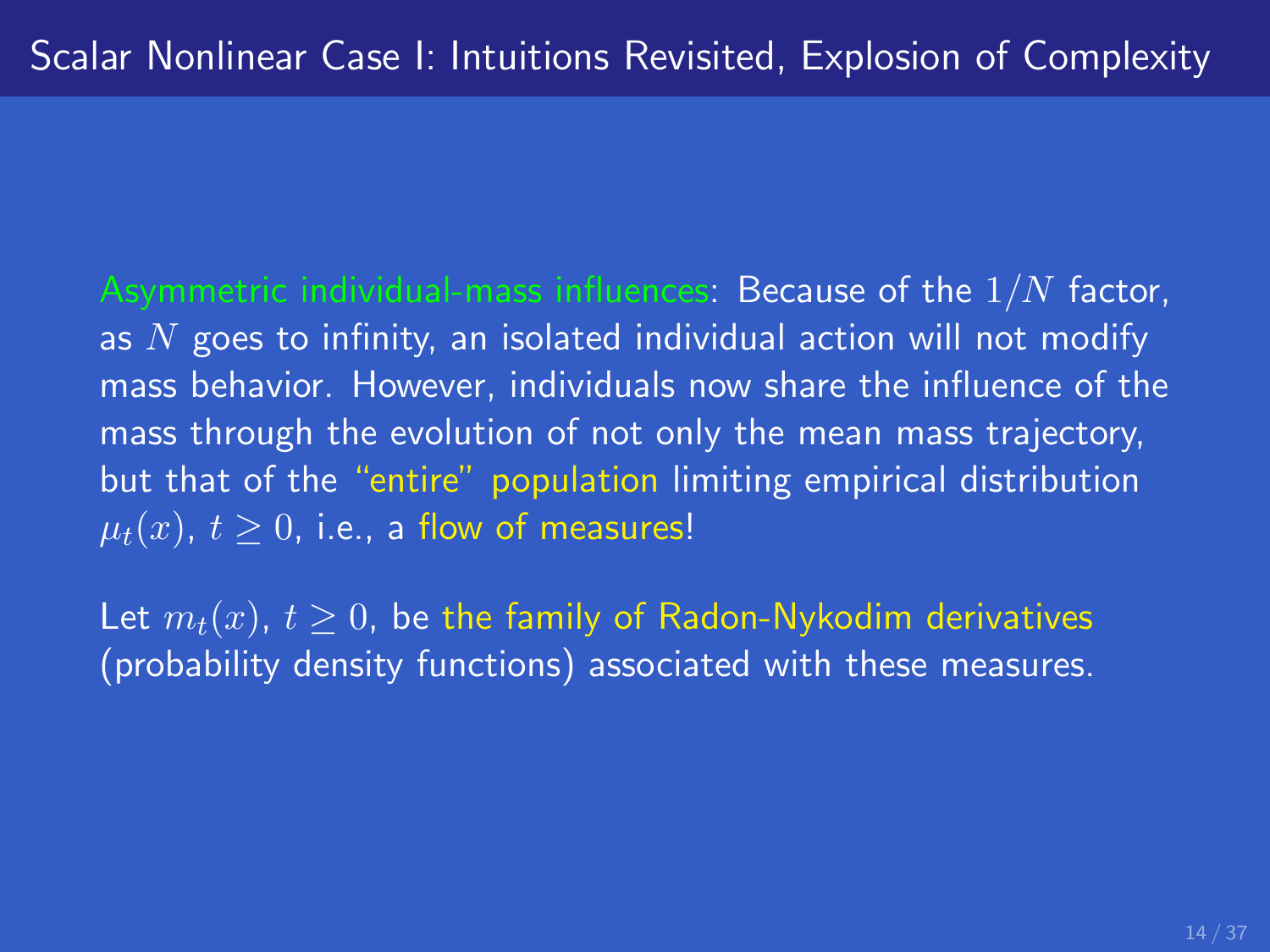# Scalar Nonlinear Case I: Intuitions Revisited, Explosion of Complexity

Asymmetric individual-mass influences: Because of the $1/N$ factor, as $N$ goes to infinity, an isolated individual action will not modify mass behavior. However, individuals now share the influence of the mass through the evolution of not only the mean mass trajectory, but that of the "entire" population limiting empirical distribution $\mu_t(x)$, $t \geq 0$, i.e., a flow of measures!

Let $m_t(x)$, $t \geq 0$, be the family of Radon-Nykodim derivatives (probability density functions) associated with these measures.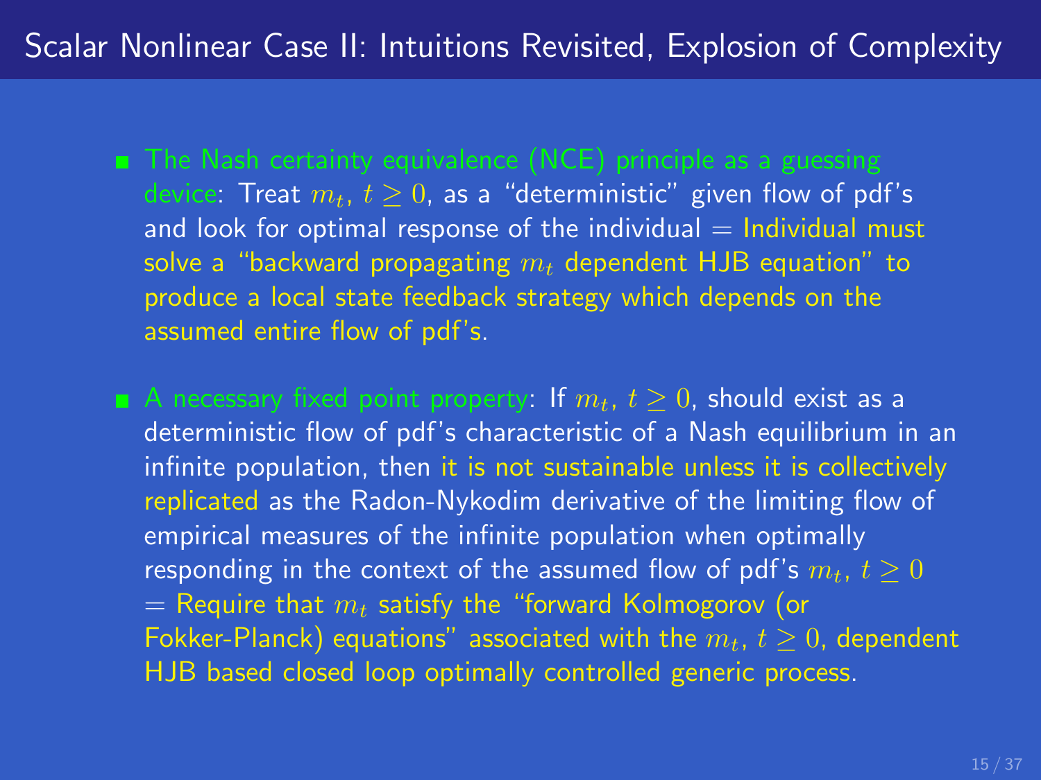# Scalar Nonlinear Case II: Intuitions Revisited, Explosion of Complexity

- The Nash certainty equivalence (NCE) principle as a guessing device: Treat $m_t$, $t \geq 0$, as a "deterministic" given flow of pdf's and look for optimal response of the individual = Individual must solve a "backward propagating $m_t$ dependent HJB equation" to produce a local state feedback strategy which depends on the assumed entire flow of pdf's.

- A necessary fixed point property: If $m_t$, $t \geq 0$, should exist as a deterministic flow of pdf's characteristic of a Nash equilibrium in an infinite population, then it is not sustainable unless it is collectively replicated as the Radon-Nykodim derivative of the limiting flow of empirical measures of the infinite population when optimally responding in the context of the assumed flow of pdf's $m_t$, $t \geq 0$ = Require that $m_t$ satisfy the "forward Kolmogorov (or Fokker-Planck) equations" associated with the $m_t$, $t \geq 0$, dependent HJB based closed loop optimally controlled generic process.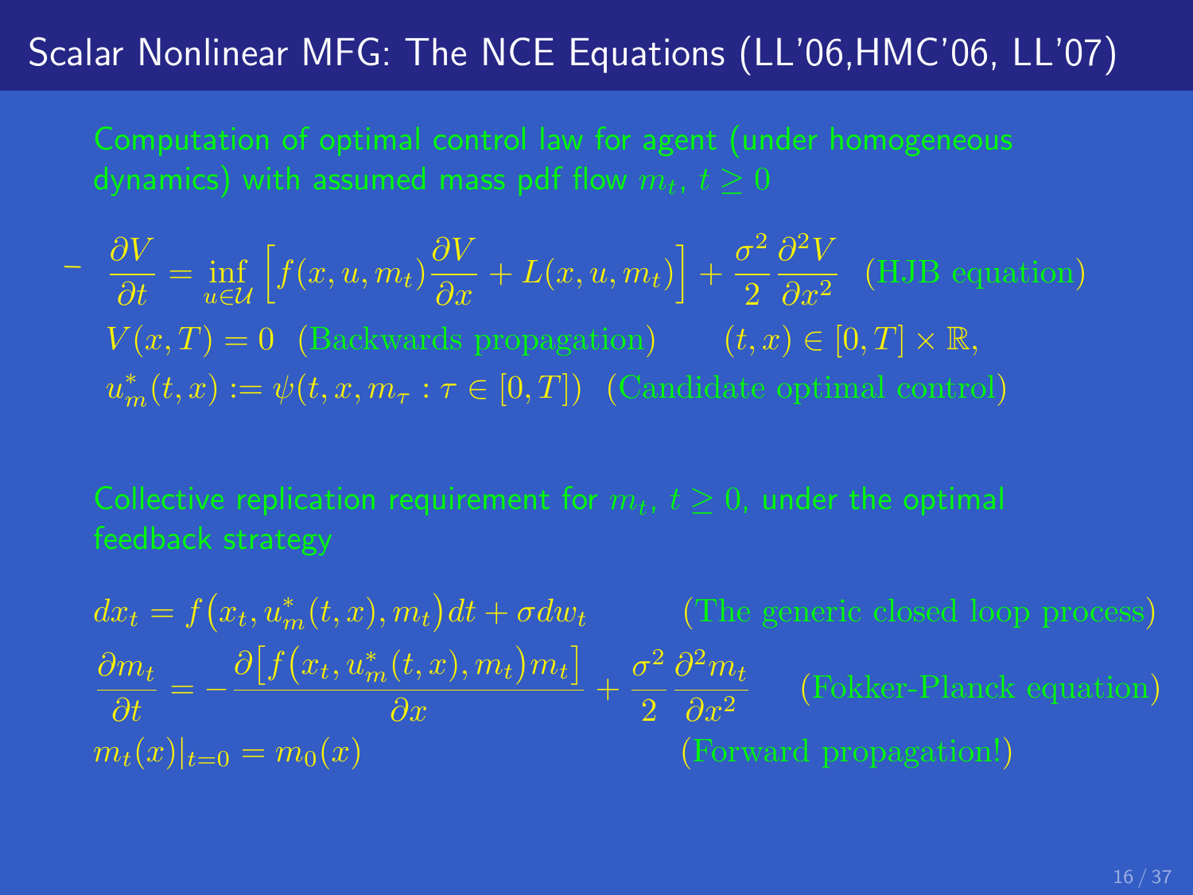# Scalar Nonlinear MFG: The NCE Equations (LL'06,HMC'06, LL'07)

Computation of optimal control law for agent (under homogeneous dynamics) with assumed mass pdf flow $m_t$, $t \geq 0$

$$-\frac{\partial V}{\partial t} = \inf_{u \in \mathcal{U}} \Big[ f(x,u,m_t) \frac{\partial V}{\partial x} + L(x,u,m_t) \Big] + \frac{\sigma^2}{2} \frac{\partial^2 V}{\partial x^2} \quad \text{(HJB equation)}$$

$$V(x,T) = 0 \quad \text{(Backwards propagation)} \qquad (t,x) \in [0,T] \times \mathbb{R},$$

$$u_m^*(t,x) := \psi(t,x,m_\tau : \tau \in [0,T]) \quad \text{(Candidate optimal control)}$$

Collective replication requirement for $m_t$, $t \geq 0$, under the optimal feedback strategy

$$dx_t = f\big(x_t, u_m^*(t,x), m_t\big) dt + \sigma dw_t \qquad \text{(The generic closed loop process)}$$

$$\frac{\partial m_t}{\partial t} = -\frac{\partial \big[ f\big(x_t, u_m^*(t,x), m_t\big) m_t \big]}{\partial x} + \frac{\sigma^2}{2} \frac{\partial^2 m_t}{\partial x^2} \qquad \text{(Fokker-Planck equation)}$$

$$m_t(x)|_{t=0} = m_0(x) \qquad \text{(Forward propagation!)}$$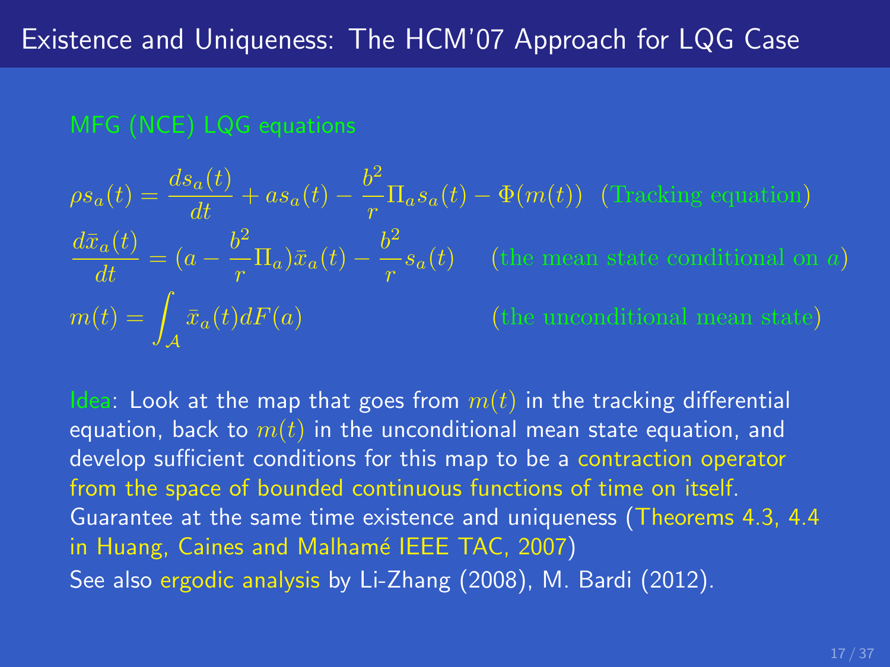# Existence and Uniqueness: The HCM'07 Approach for LQG Case

MFG (NCE) LQG equations

$$\rho s_a(t) = \frac{ds_a(t)}{dt} + a s_a(t) - \frac{b^2}{r}\Pi_a s_a(t) - \Phi(m(t)) \quad \text{(Tracking equation)}$$

$$\frac{d\bar{x}_a(t)}{dt} = (a - \frac{b^2}{r}\Pi_a)\bar{x}_a(t) - \frac{b^2}{r} s_a(t) \quad \text{(the mean state conditional on } a\text{)}$$

$$m(t) = \int_{\mathcal{A}} \bar{x}_a(t) dF(a) \quad \text{(the unconditional mean state)}$$

Idea: Look at the map that goes from $m(t)$ in the tracking differential equation, back to $m(t)$ in the unconditional mean state equation, and develop sufficient conditions for this map to be a contraction operator from the space of bounded continuous functions of time on itself. Guarantee at the same time existence and uniqueness (Theorems 4.3, 4.4 in Huang, Caines and Malhamé IEEE TAC, 2007)

See also ergodic analysis by Li-Zhang (2008), M. Bardi (2012).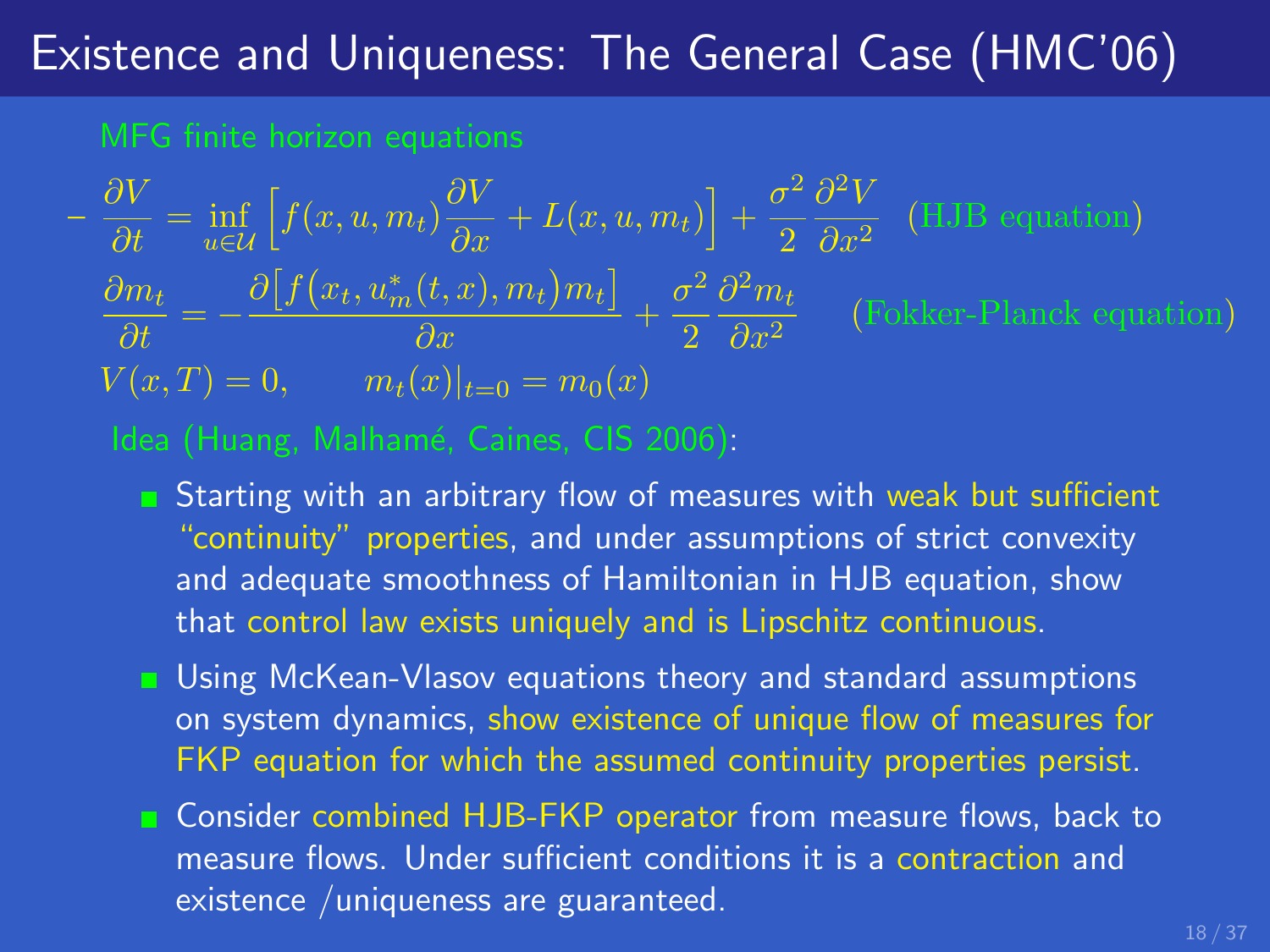# Existence and Uniqueness: The General Case (HMC'06)

MFG finite horizon equations

$$
-\frac{\partial V}{\partial t} = \inf_{u \in \mathcal{U}} \left[ f(x, u, m_t) \frac{\partial V}{\partial x} + L(x, u, m_t) \right] + \frac{\sigma^2}{2} \frac{\partial^2 V}{\partial x^2} \quad \text{(HJB equation)}
$$

$$
\frac{\partial m_t}{\partial t} = -\frac{\partial \big[ f\big(x_t, u_m^*(t, x), m_t\big) m_t \big]}{\partial x} + \frac{\sigma^2}{2} \frac{\partial^2 m_t}{\partial x^2} \qquad \text{(Fokker-Planck equation)}
$$

$$
V(x, T) = 0, \qquad m_t(x)|_{t=0} = m_0(x)
$$

Idea (Huang, Malhamé, Caines, CIS 2006):

- Starting with an arbitrary flow of measures with weak but sufficient "continuity" properties, and under assumptions of strict convexity and adequate smoothness of Hamiltonian in HJB equation, show that control law exists uniquely and is Lipschitz continuous.
- Using McKean-Vlasov equations theory and standard assumptions on system dynamics, show existence of unique flow of measures for FKP equation for which the assumed continuity properties persist.
- Consider combined HJB-FKP operator from measure flows, back to measure flows. Under sufficient conditions it is a contraction and existence /uniqueness are guaranteed.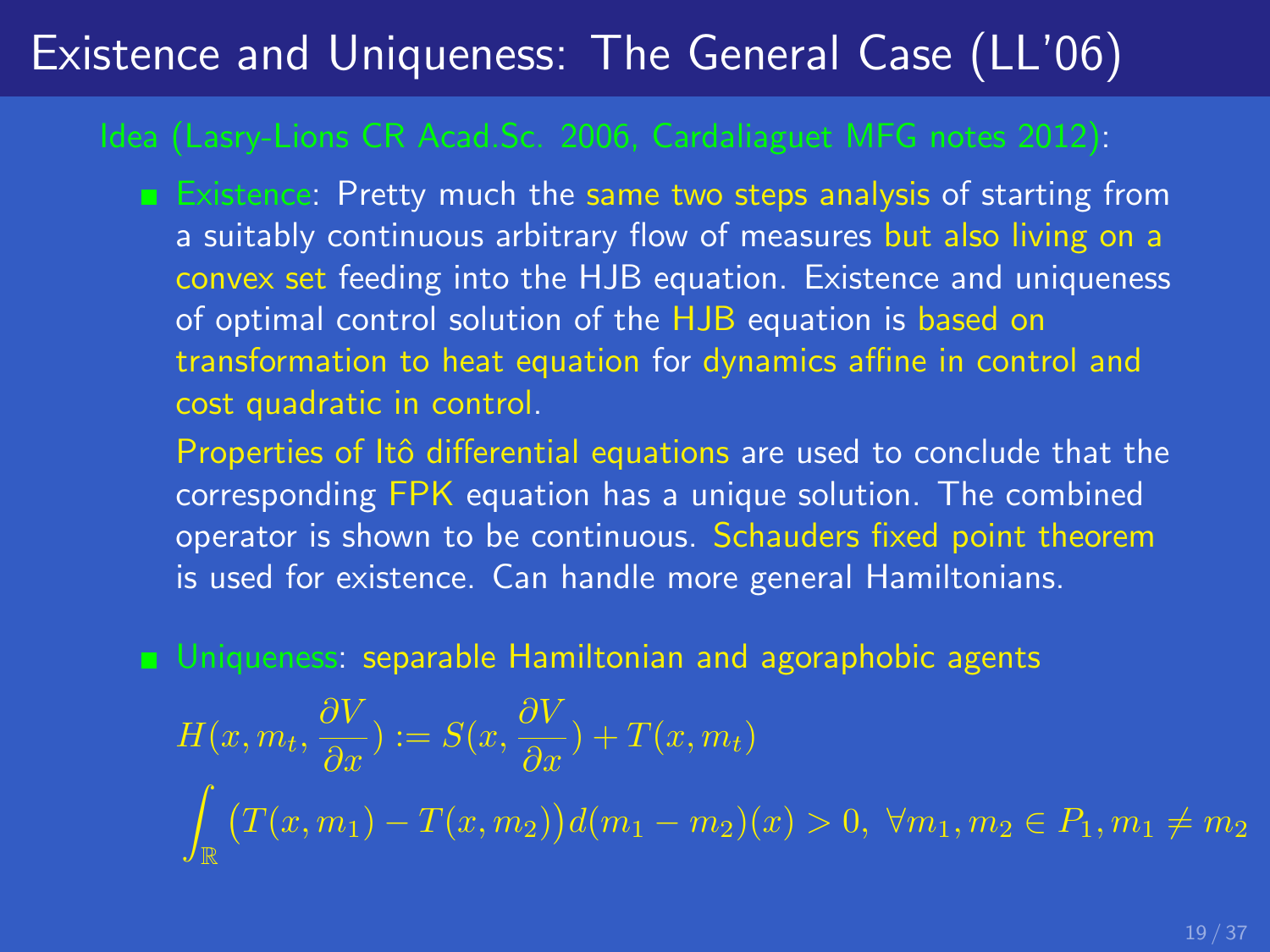# Existence and Uniqueness: The General Case (LL'06)

Idea (Lasry-Lions CR Acad.Sc. 2006, Cardaliaguet MFG notes 2012):

- Existence: Pretty much the same two steps analysis of starting from a suitably continuous arbitrary flow of measures but also living on a convex set feeding into the HJB equation. Existence and uniqueness of optimal control solution of the HJB equation is based on transformation to heat equation for dynamics affine in control and cost quadratic in control.

  Properties of Itô differential equations are used to conclude that the corresponding FPK equation has a unique solution. The combined operator is shown to be continuous. Schauders fixed point theorem is used for existence. Can handle more general Hamiltonians.

- Uniqueness: separable Hamiltonian and agoraphobic agents

$$H(x, m_t, \frac{\partial V}{\partial x}) := S(x, \frac{\partial V}{\partial x}) + T(x, m_t)$$

$$\int_{\mathbb{R}} \big(T(x, m_1) - T(x, m_2)\big) d(m_1 - m_2)(x) > 0, \ \forall m_1, m_2 \in P_1, m_1 \neq m_2$$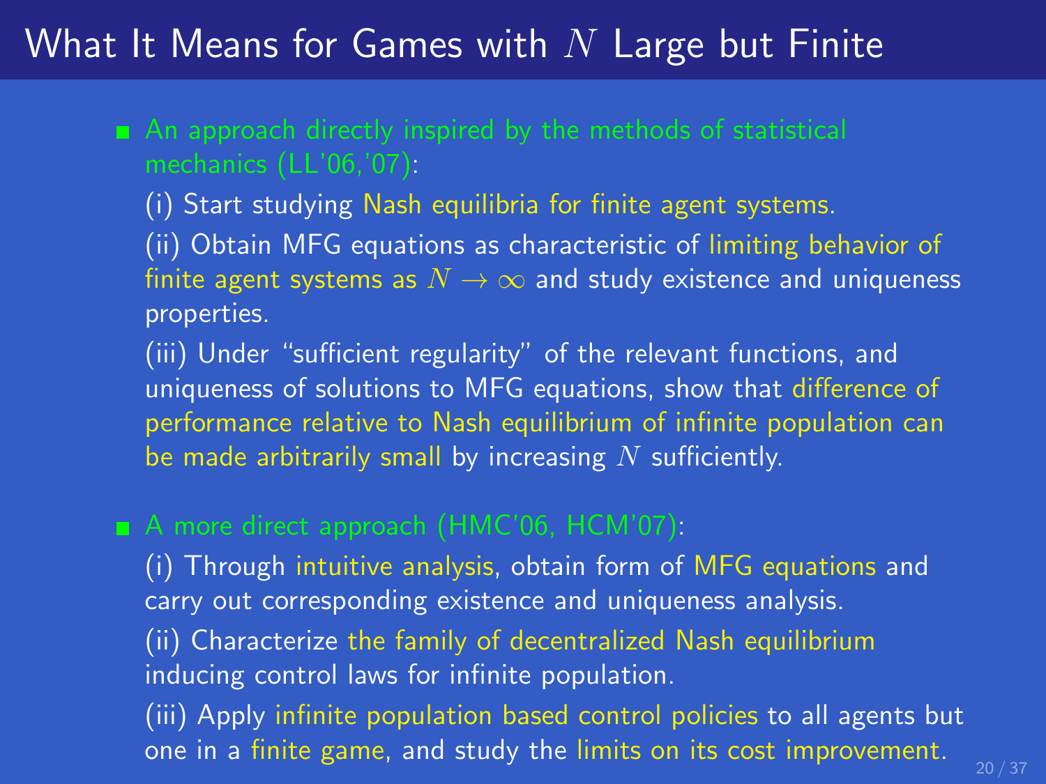# What It Means for Games with $N$ Large but Finite

- An approach directly inspired by the methods of statistical mechanics (LL'06,'07):

  (i) Start studying Nash equilibria for finite agent systems.

  (ii) Obtain MFG equations as characteristic of limiting behavior of finite agent systems as $N \to \infty$ and study existence and uniqueness properties.

  (iii) Under "sufficient regularity" of the relevant functions, and uniqueness of solutions to MFG equations, show that difference of performance relative to Nash equilibrium of infinite population can be made arbitrarily small by increasing $N$ sufficiently.

- A more direct approach (HMC'06, HCM'07):

  (i) Through intuitive analysis, obtain form of MFG equations and carry out corresponding existence and uniqueness analysis.

  (ii) Characterize the family of decentralized Nash equilibrium inducing control laws for infinite population.

  (iii) Apply infinite population based control policies to all agents but one in a finite game, and study the limits on its cost improvement.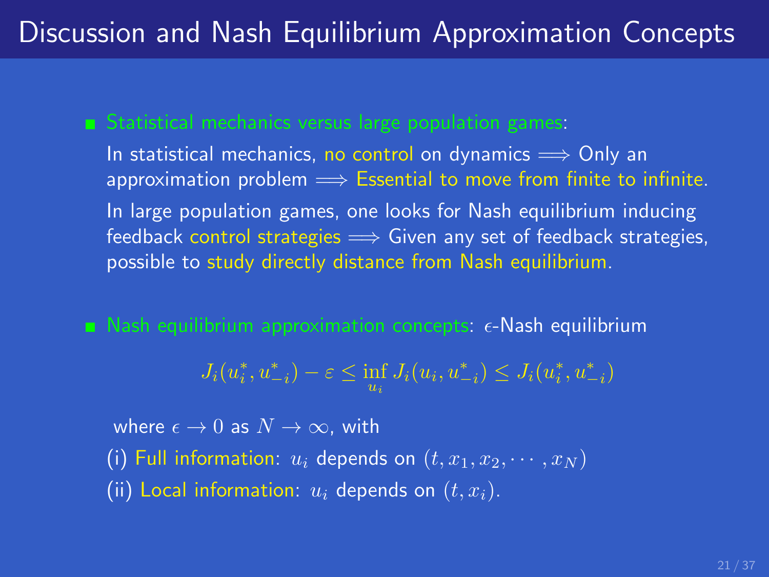# Discussion and Nash Equilibrium Approximation Concepts

- Statistical mechanics versus large population games:

  In statistical mechanics, no control on dynamics $\Longrightarrow$ Only an approximation problem $\Longrightarrow$ Essential to move from finite to infinite.

  In large population games, one looks for Nash equilibrium inducing feedback control strategies $\Longrightarrow$ Given any set of feedback strategies, possible to study directly distance from Nash equilibrium.

- Nash equilibrium approximation concepts: $\epsilon$-Nash equilibrium

$$J_i(u_i^*, u_{-i}^*) - \varepsilon \leq \inf_{u_i} J_i(u_i, u_{-i}^*) \leq J_i(u_i^*, u_{-i}^*)$$

where $\epsilon \to 0$ as $N \to \infty$, with

(i) Full information: $u_i$ depends on $(t, x_1, x_2, \cdots, x_N)$

(ii) Local information: $u_i$ depends on $(t, x_i)$.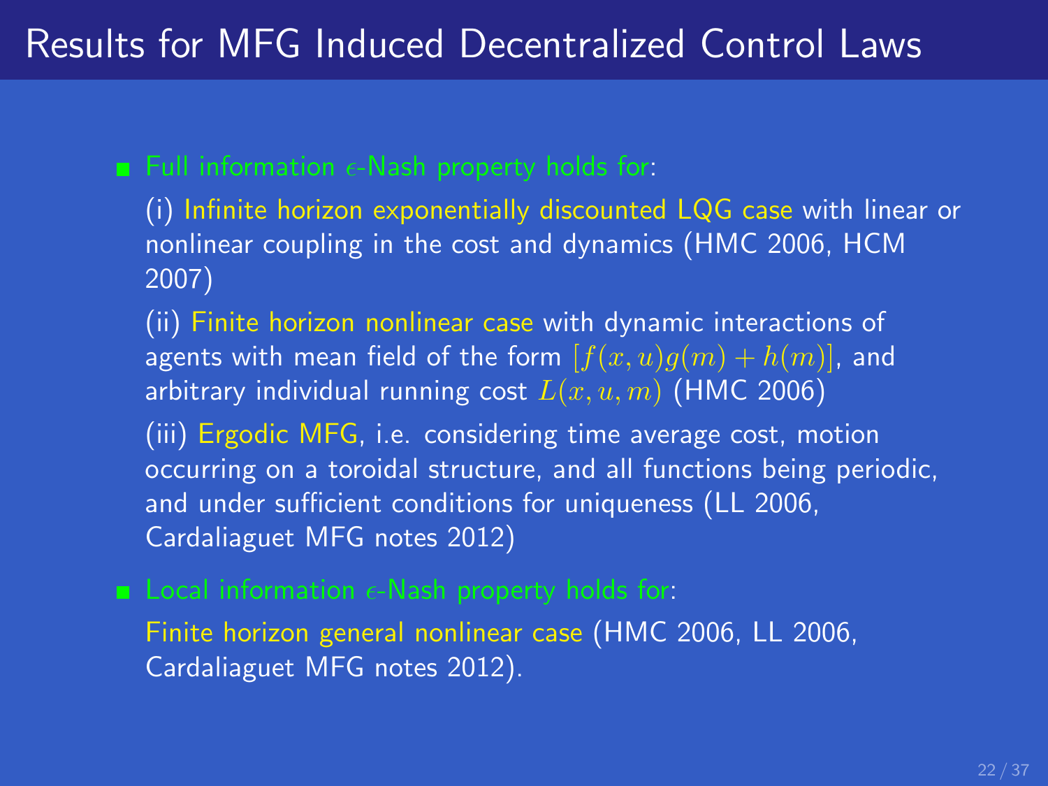# Results for MFG Induced Decentralized Control Laws

- Full information $\epsilon$-Nash property holds for:

  (i) Infinite horizon exponentially discounted LQG case with linear or nonlinear coupling in the cost and dynamics (HMC 2006, HCM 2007)

  (ii) Finite horizon nonlinear case with dynamic interactions of agents with mean field of the form $[f(x,u)g(m) + h(m)]$, and arbitrary individual running cost $L(x,u,m)$ (HMC 2006)

  (iii) Ergodic MFG, i.e. considering time average cost, motion occurring on a toroidal structure, and all functions being periodic, and under sufficient conditions for uniqueness (LL 2006, Cardaliaguet MFG notes 2012)

- Local information $\epsilon$-Nash property holds for:

  Finite horizon general nonlinear case (HMC 2006, LL 2006, Cardaliaguet MFG notes 2012).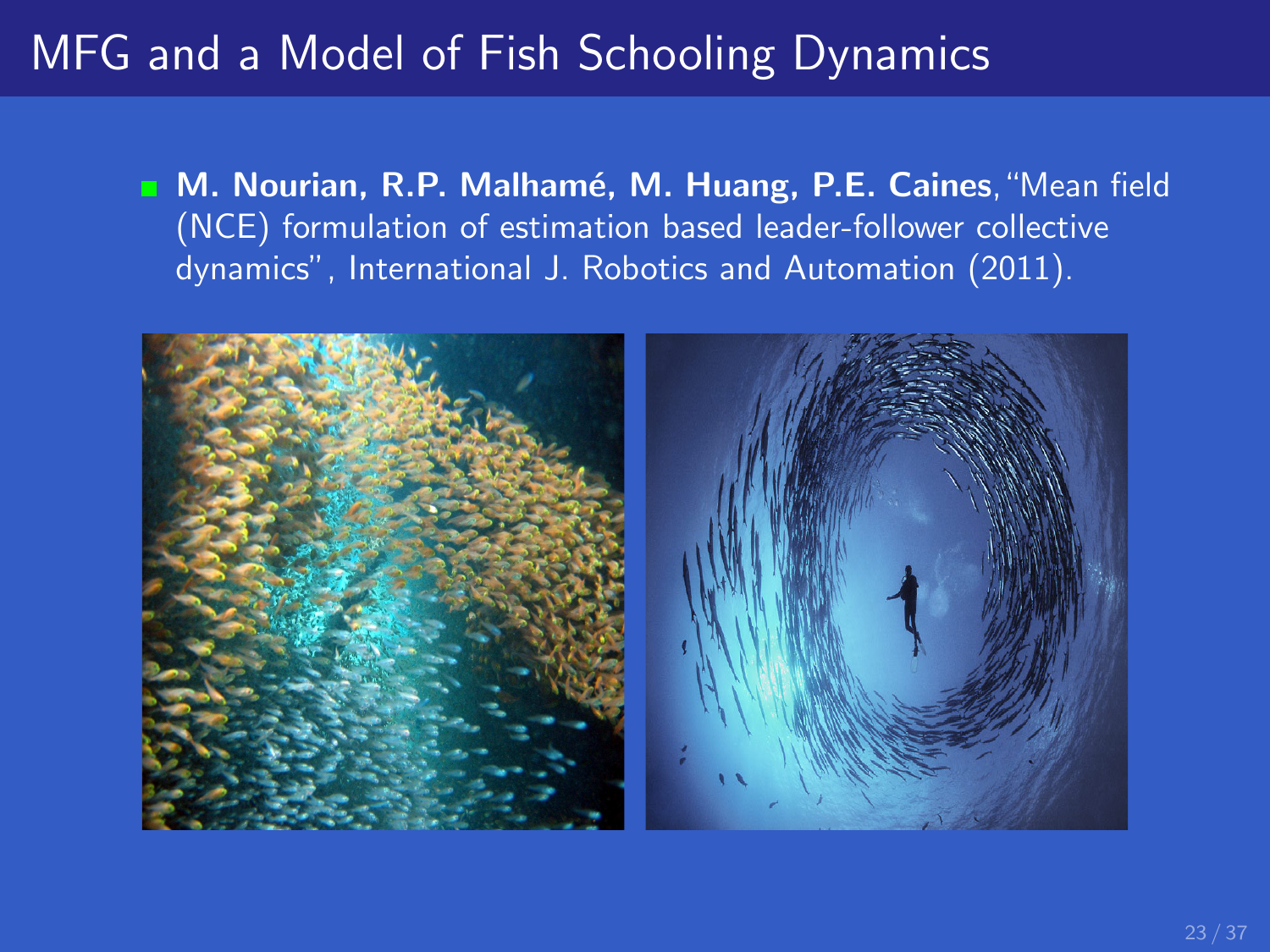# MFG and a Model of Fish Schooling Dynamics

- **M. Nourian, R.P. Malhamé, M. Huang, P.E. Caines**, "Mean field (NCE) formulation of estimation based leader-follower collective dynamics", International J. Robotics and Automation (2011).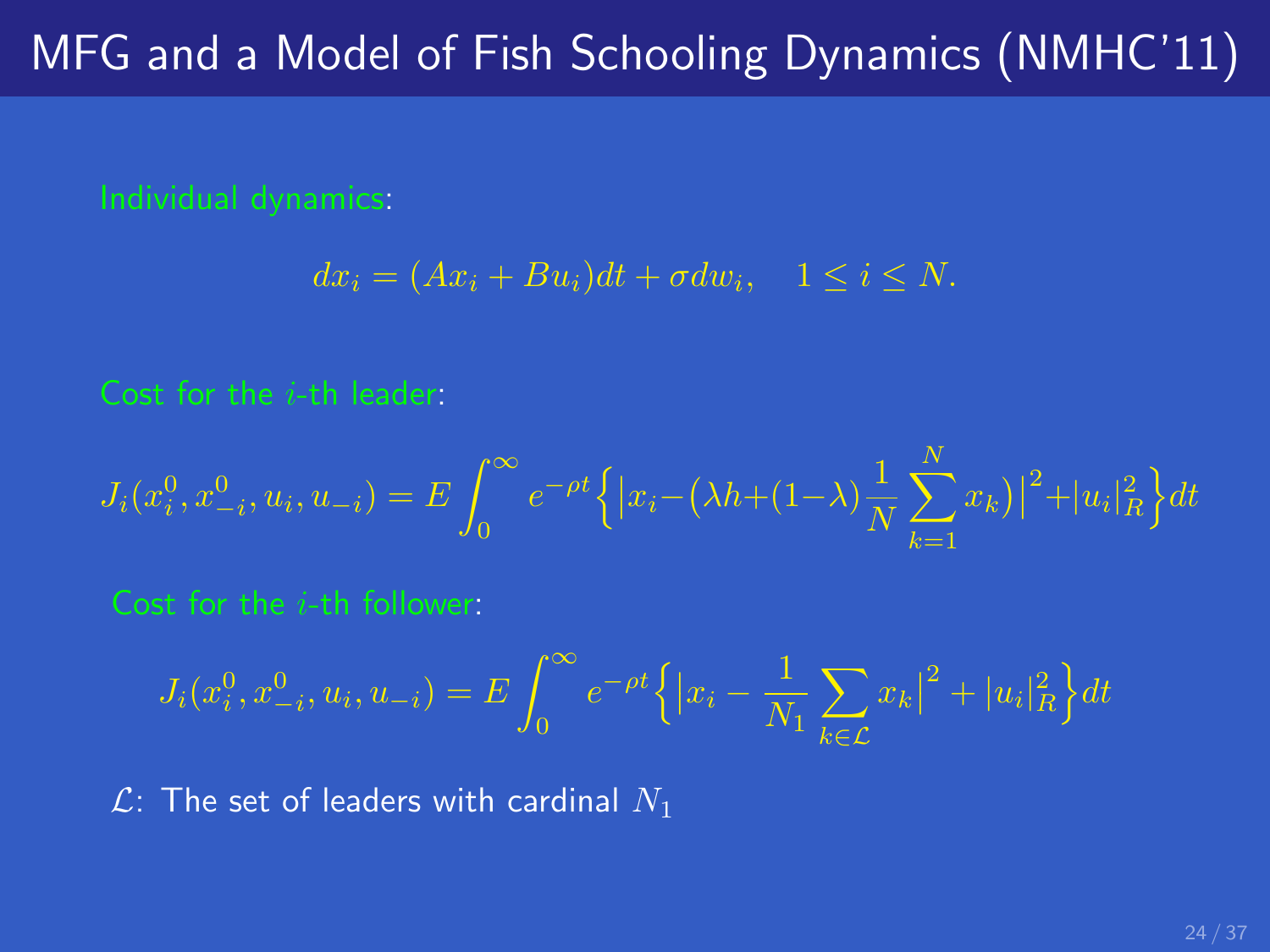# MFG and a Model of Fish Schooling Dynamics (NMHC'11)

Individual dynamics:

$$dx_i = (Ax_i + Bu_i)dt + \sigma dw_i, \quad 1 \le i \le N.$$

Cost for the $i$-th leader:

$$J_i(x_i^0, x_{-i}^0, u_i, u_{-i}) = E\int_0^\infty e^{-\rho t}\Big\{\big|x_i - \big(\lambda h + (1-\lambda)\frac{1}{N}\sum_{k=1}^{N} x_k\big)\big|^2 + |u_i|_R^2\Big\}dt$$

Cost for the $i$-th follower:

$$J_i(x_i^0, x_{-i}^0, u_i, u_{-i}) = E\int_0^\infty e^{-\rho t}\Big\{\big|x_i - \frac{1}{N_1}\sum_{k\in\mathcal{L}} x_k\big|^2 + |u_i|_R^2\Big\}dt$$

$\mathcal{L}$: The set of leaders with cardinal $N_1$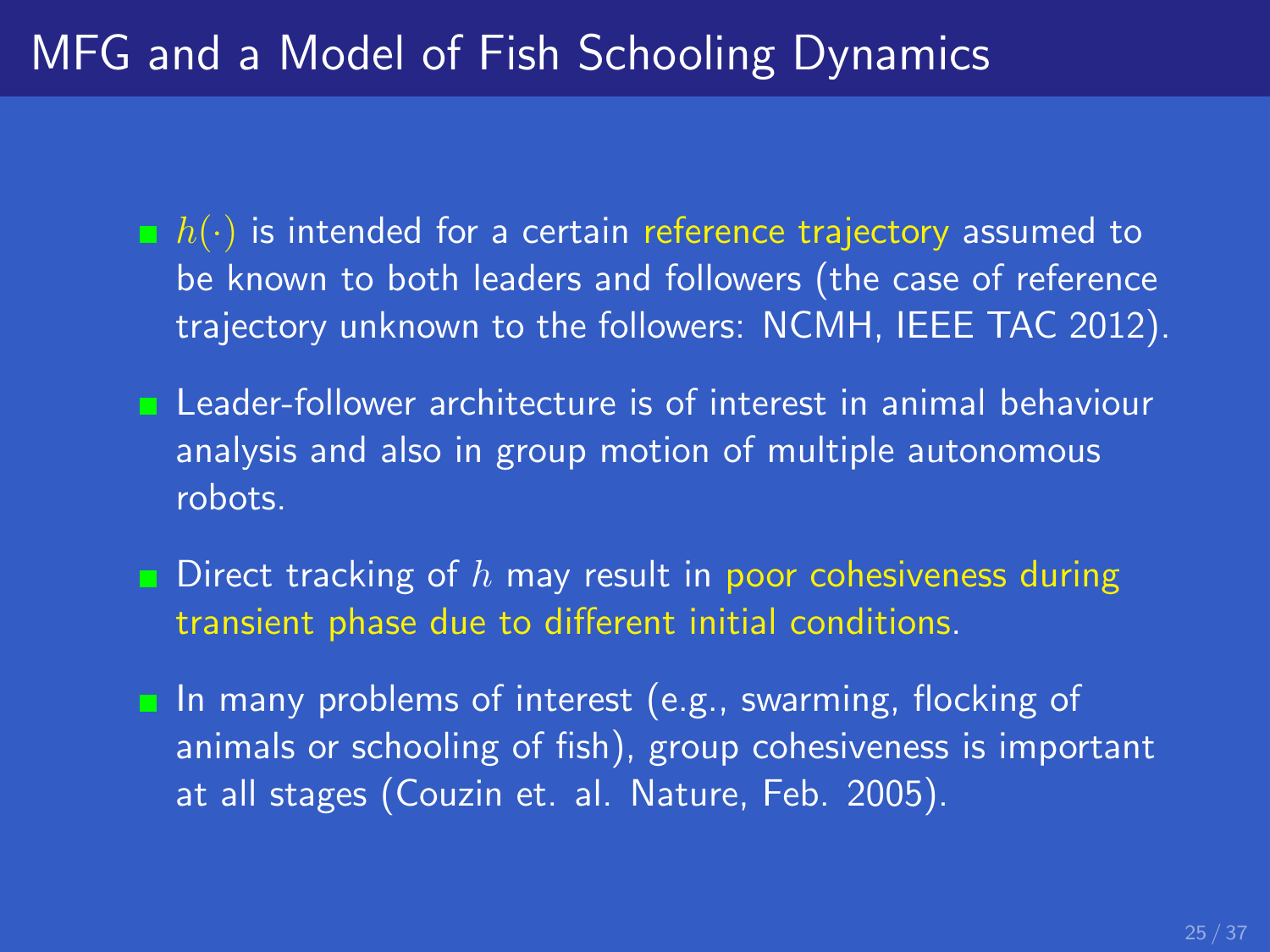# MFG and a Model of Fish Schooling Dynamics

- $h(\cdot)$ is intended for a certain reference trajectory assumed to be known to both leaders and followers (the case of reference trajectory unknown to the followers: NCMH, IEEE TAC 2012).
- Leader-follower architecture is of interest in animal behaviour analysis and also in group motion of multiple autonomous robots.
- Direct tracking of $h$ may result in poor cohesiveness during transient phase due to different initial conditions.
- In many problems of interest (e.g., swarming, flocking of animals or schooling of fish), group cohesiveness is important at all stages (Couzin et. al. Nature, Feb. 2005).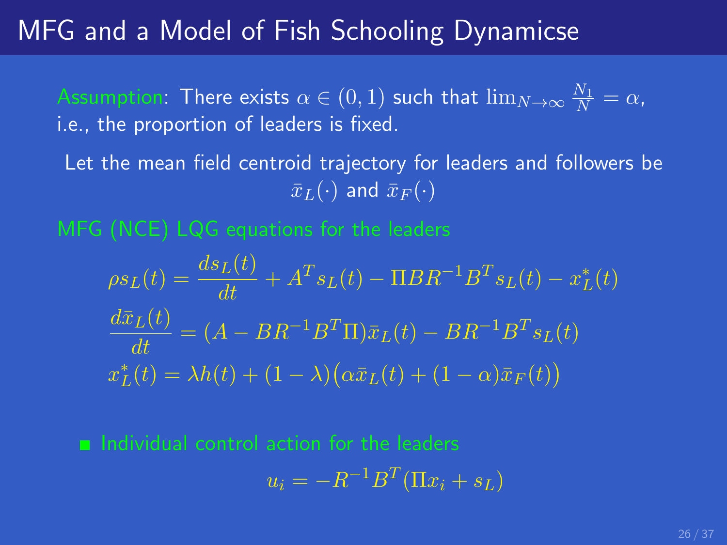# MFG and a Model of Fish Schooling Dynamicse

Assumption: There exists $\alpha \in (0,1)$ such that $\lim_{N\to\infty} \frac{N_1}{N} = \alpha$, i.e., the proportion of leaders is fixed.

Let the mean field centroid trajectory for leaders and followers be $\bar{x}_L(\cdot)$ and $\bar{x}_F(\cdot)$

MFG (NCE) LQG equations for the leaders

$$
\begin{aligned}
\rho s_L(t) &= \frac{ds_L(t)}{dt} + A^T s_L(t) - \Pi B R^{-1} B^T s_L(t) - x_L^*(t) \\
\frac{d\bar{x}_L(t)}{dt} &= (A - BR^{-1}B^T \Pi)\bar{x}_L(t) - BR^{-1}B^T s_L(t) \\
x_L^*(t) &= \lambda h(t) + (1-\lambda)\big(\alpha \bar{x}_L(t) + (1-\alpha)\bar{x}_F(t)\big)
\end{aligned}
$$

- Individual control action for the leaders

$$
u_i = -R^{-1}B^T(\Pi x_i + s_L)
$$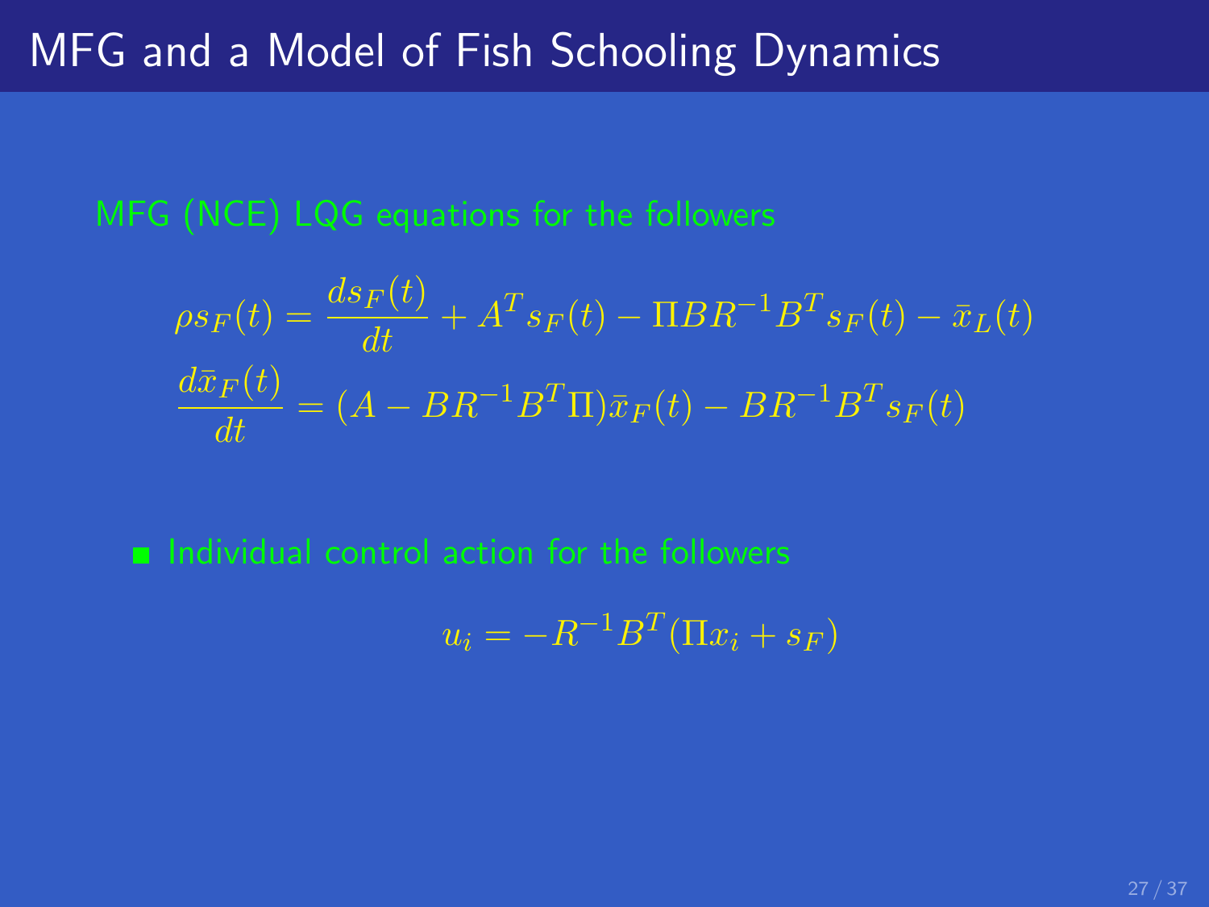# MFG and a Model of Fish Schooling Dynamics

MFG (NCE) LQG equations for the followers

$$\rho s_F(t) = \frac{ds_F(t)}{dt} + A^T s_F(t) - \Pi B R^{-1} B^T s_F(t) - \bar{x}_L(t)$$

$$\frac{d\bar{x}_F(t)}{dt} = (A - BR^{-1}B^T\Pi)\bar{x}_F(t) - BR^{-1}B^T s_F(t)$$

- Individual control action for the followers

$$u_i = -R^{-1}B^T(\Pi x_i + s_F)$$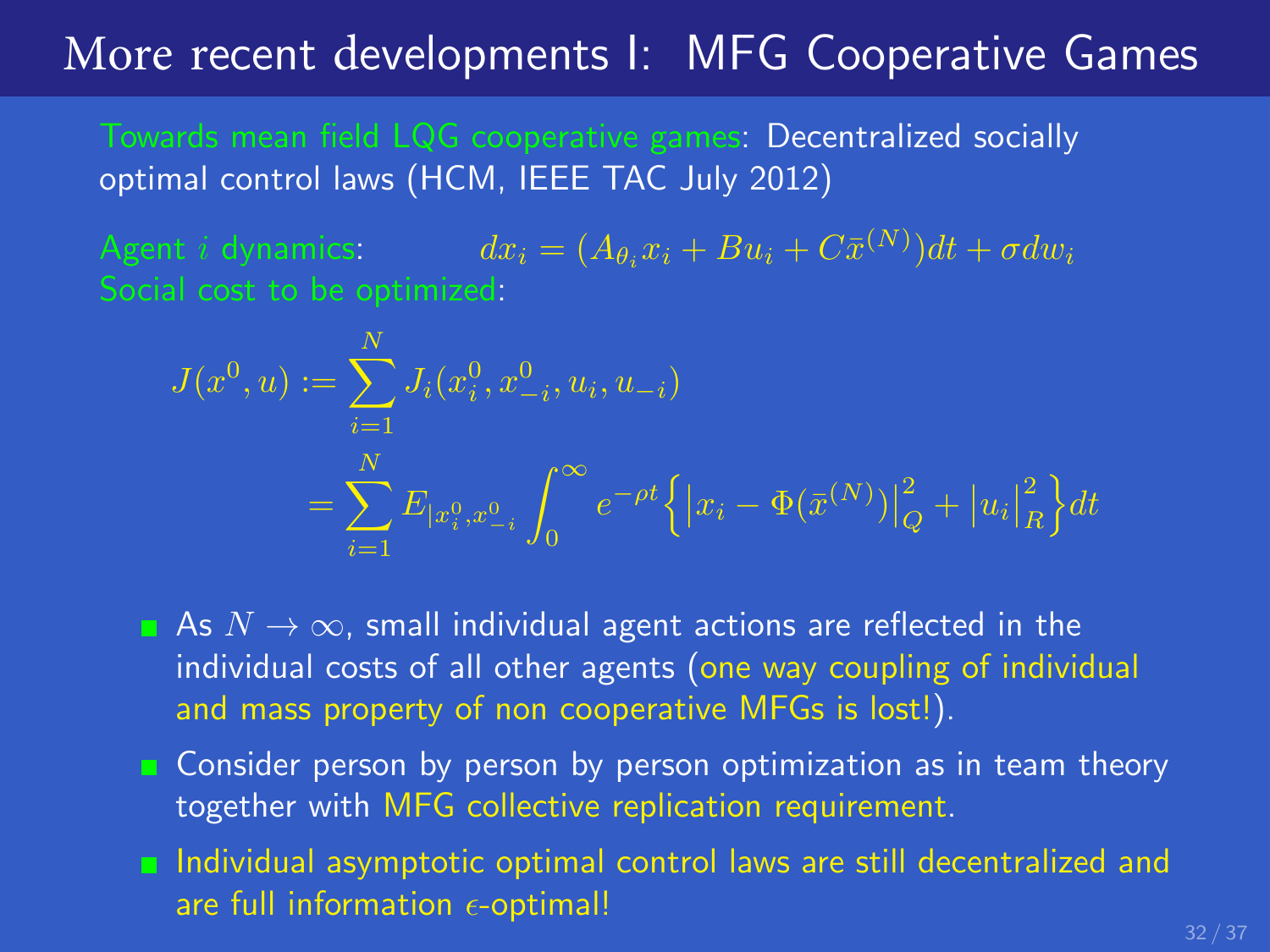# More recent developments I: MFG Cooperative Games

Towards mean field LQG cooperative games: Decentralized socially optimal control laws (HCM, IEEE TAC July 2012)

Agent $i$ dynamics: $dx_i = (A_{\theta_i} x_i + Bu_i + C\bar{x}^{(N)})dt + \sigma dw_i$

Social cost to be optimized:

$$
\begin{aligned}
J(x^0, u) &:= \sum_{i=1}^{N} J_i(x_i^0, x_{-i}^0, u_i, u_{-i}) \\
&= \sum_{i=1}^{N} E_{|x_i^0, x_{-i}^0} \int_0^\infty e^{-\rho t} \Big\{ \big| x_i - \Phi(\bar{x}^{(N)}) \big|_Q^2 + \big| u_i \big|_R^2 \Big\} dt
\end{aligned}
$$

- As $N \to \infty$, small individual agent actions are reflected in the individual costs of all other agents (one way coupling of individual and mass property of non cooperative MFGs is lost!).
- Consider person by person by person optimization as in team theory together with MFG collective replication requirement.
- Individual asymptotic optimal control laws are still decentralized and are full information $\epsilon$-optimal!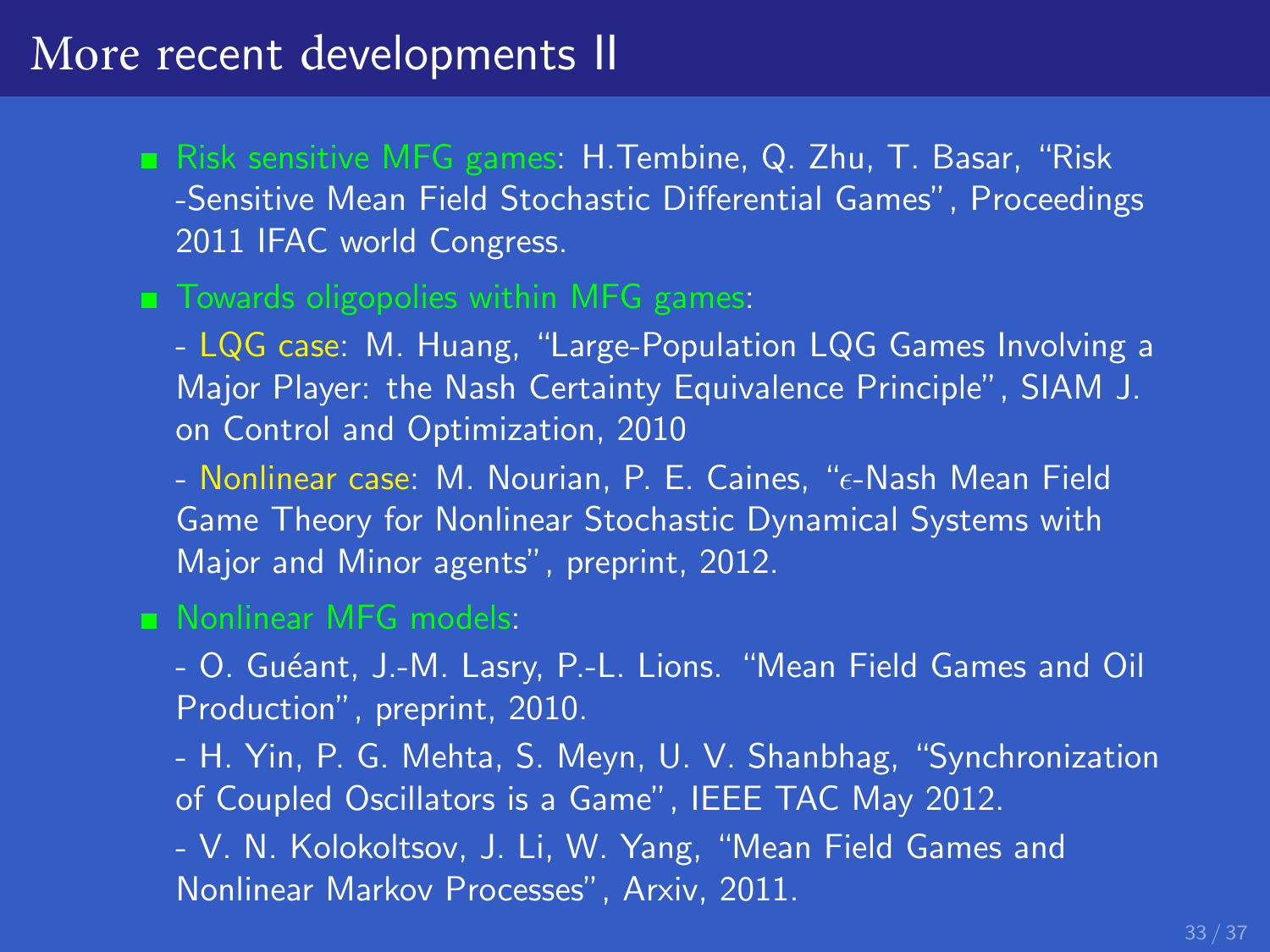# More recent developments II

- Risk sensitive MFG games: H.Tembine, Q. Zhu, T. Basar, "Risk -Sensitive Mean Field Stochastic Differential Games", Proceedings 2011 IFAC world Congress.
- Towards oligopolies within MFG games:

  - LQG case: M. Huang, "Large-Population LQG Games Involving a Major Player: the Nash Certainty Equivalence Principle", SIAM J. on Control and Optimization, 2010

  - Nonlinear case: M. Nourian, P. E. Caines, "$\epsilon$-Nash Mean Field Game Theory for Nonlinear Stochastic Dynamical Systems with Major and Minor agents", preprint, 2012.
- Nonlinear MFG models:

  - O. Guéant, J.-M. Lasry, P.-L. Lions. "Mean Field Games and Oil Production", preprint, 2010.

  - H. Yin, P. G. Mehta, S. Meyn, U. V. Shanbhag, "Synchronization of Coupled Oscillators is a Game", IEEE TAC May 2012.

  - V. N. Kolokoltsov, J. Li, W. Yang, "Mean Field Games and Nonlinear Markov Processes", Arxiv, 2011.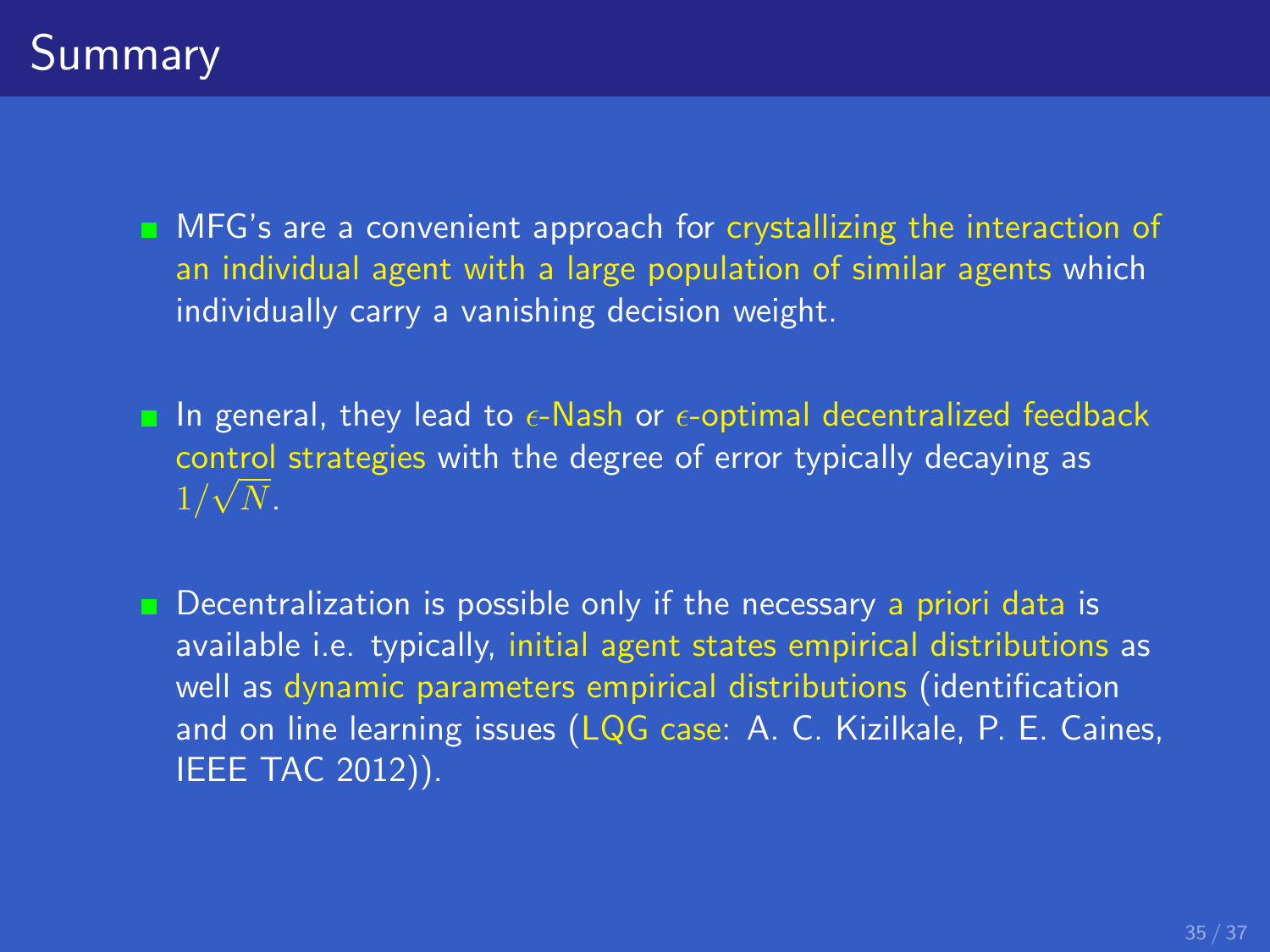# Summary

- MFG's are a convenient approach for crystallizing the interaction of an individual agent with a large population of similar agents which individually carry a vanishing decision weight.

- In general, they lead to $\epsilon$-Nash or $\epsilon$-optimal decentralized feedback control strategies with the degree of error typically decaying as $1/\sqrt{N}$.

- Decentralization is possible only if the necessary a priori data is available i.e. typically, initial agent states empirical distributions as well as dynamic parameters empirical distributions (identification and on line learning issues (LQG case: A. C. Kizilkale, P. E. Caines, IEEE TAC 2012)).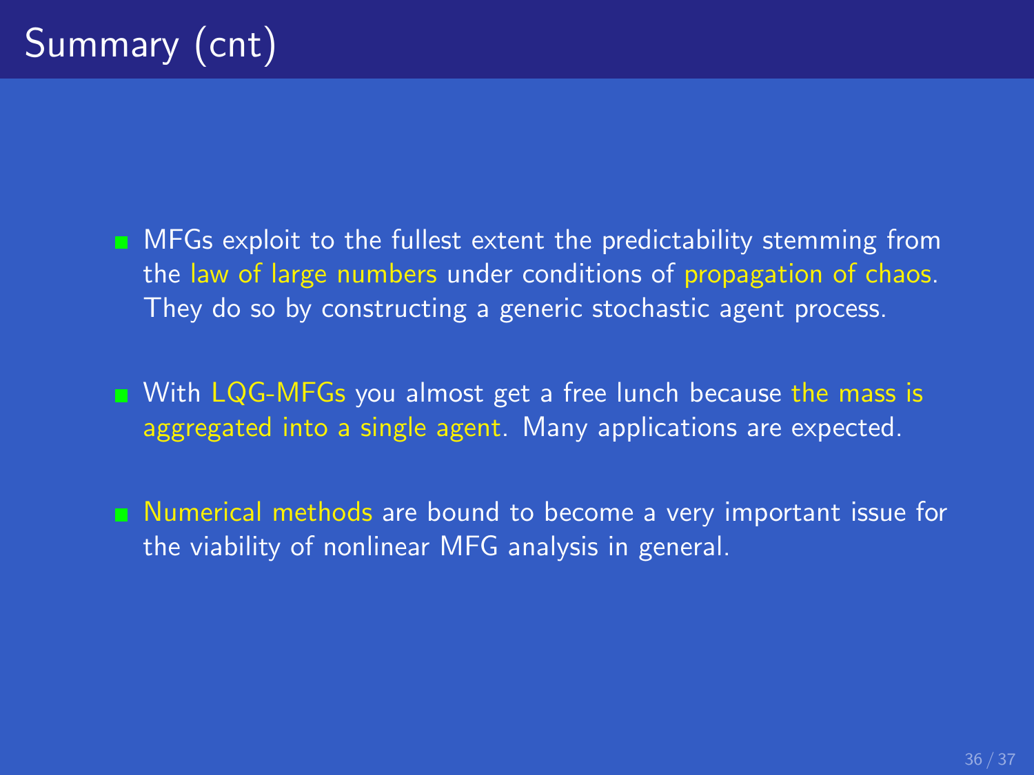# Summary (cnt)

- MFGs exploit to the fullest extent the predictability stemming from the law of large numbers under conditions of propagation of chaos. They do so by constructing a generic stochastic agent process.
- With LQG-MFGs you almost get a free lunch because the mass is aggregated into a single agent. Many applications are expected.
- Numerical methods are bound to become a very important issue for the viability of nonlinear MFG analysis in general.